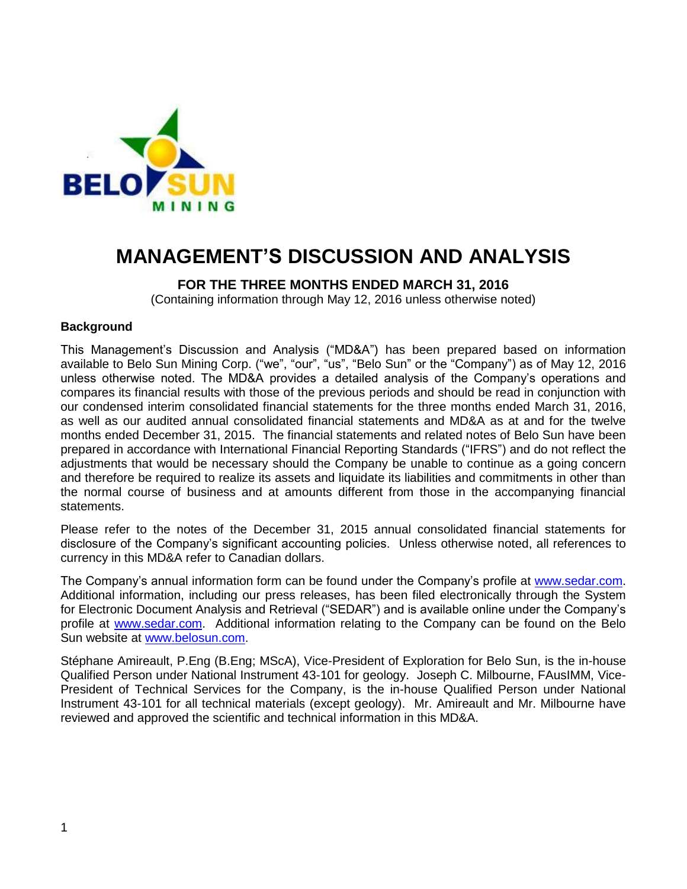# MANAGEMENT'S DISCUSSION AND ANALYSIS

**FOR THE THREE MONTHS ENDED MARCH 31, 2016**

(Containing information through May 12, 2016 unless otherwise noted)

**Background**

This Management's Discussion and Analysis ("MD&A") has been prepared based on information available to Belo Sun Mining Corp. ("we", "our", "us", "Belo Sun" or the "Company") as of May 12, 2016 unless otherwise noted. The MD&A provides a detailed analysis of the Company's operations and compares its financial results with those of the previous periods and should be read in conjunction with our condensed interim consolidated financial statements for the three months ended March 31, 2016, as well as our audited annual consolidated financial statements and MD&A as at and for the twelve months ended December 31, 2015. The financial statements and related notes of Belo Sun have been prepared in accordance with International Financial Reporting Standards ("IFRS") and do not reflect the adjustments that would be necessary should the Company be unable to continue as a going concern and therefore be required to realize its assets and liquidate its liabilities and commitments in other than the normal course of business and at amounts different from those in the accompanying financial statements.

Please refer to the notes of the December 31, 2015 annual consolidated financial statements for disclosure of the Company's significant accounting policies. Unless otherwise noted, all references to currency in this MD&A refer to Canadian dollars.

The Company's annual information form can be found under the Company's profile at www.sedar.com. Additional information, including our press releases, has been filed electronically through the System for Electronic Document Analysis and Retrieval ("SEDAR") and is available online under the Company's profile at www.sedar.com. Additional information relating to the Company can be found on the Belo Sun website at www.belosun.com.

Stéphane Amireault, P.Eng (B.Eng; MScA), Vice-President of Exploration for Belo Sun, is the in-house Qualified Person under National Instrument 43-101 for geology. Joseph C. Milbourne, FAusIMM, Vice-President of Technical Services for the Company, is the in-house Qualified Person under National Instrument 43-101 for all technical materials (except geology). Mr. Amireault and Mr. Milbourne have reviewed and approved the scientific and technical information in this MD&A.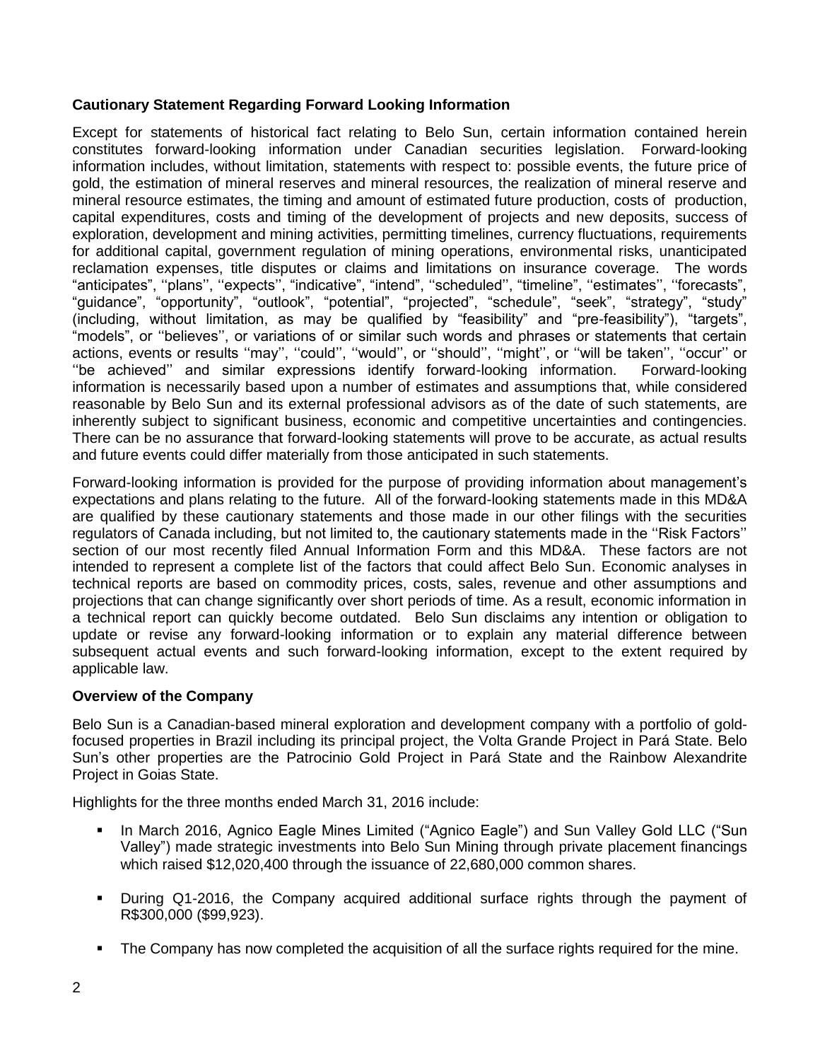**Cautionary Statement Regarding Forward Looking Information**

Except for statements of historical fact relating to Belo Sun, certain information contained herein constitutes forward-looking information under Canadian securities legislation. Forward-looking information includes, without limitation, statements with respect to: possible events, the future price of gold, the estimation of mineral reserves and mineral resources, the realization of mineral reserve and mineral resource estimates, the timing and amount of estimated future production, costs of production, capital expenditures, costs and timing of the development of projects and new deposits, success of exploration, development and mining activities, permitting timelines, currency fluctuations, requirements for additional capital, government regulation of mining operations, environmental risks, unanticipated reclamation expenses, title disputes or claims and limitations on insurance coverage. The words "anticipates", ''plans'', ''expects'', "indicative", "intend", ''scheduled'', "timeline", ''estimates'', ''forecasts", "guidance", "opportunity", "outlook", "potential", "projected", "schedule", "seek", "strategy", "study" (including, without limitation, as may be qualified by "feasibility" and "pre-feasibility"), "targets", "models", or ''believes'', or variations of or similar such words and phrases or statements that certain actions, events or results ''may'', ''could'', ''would'', or ''should'', ''might'', or ''will be taken'', ''occur'' or ''be achieved'' and similar expressions identify forward-looking information. Forward-looking information is necessarily based upon a number of estimates and assumptions that, while considered reasonable by Belo Sun and its external professional advisors as of the date of such statements, are inherently subject to significant business, economic and competitive uncertainties and contingencies. There can be no assurance that forward-looking statements will prove to be accurate, as actual results and future events could differ materially from those anticipated in such statements.

Forward-looking information is provided for the purpose of providing information about management's expectations and plans relating to the future. All of the forward-looking statements made in this MD&A are qualified by these cautionary statements and those made in our other filings with the securities regulators of Canada including, but not limited to, the cautionary statements made in the ''Risk Factors'' section of our most recently filed Annual Information Form and this MD&A. These factors are not intended to represent a complete list of the factors that could affect Belo Sun. Economic analyses in technical reports are based on commodity prices, costs, sales, revenue and other assumptions and projections that can change significantly over short periods of time. As a result, economic information in a technical report can quickly become outdated. Belo Sun disclaims any intention or obligation to update or revise any forward-looking information or to explain any material difference between subsequent actual events and such forward-looking information, except to the extent required by applicable law.

**Overview of the Company**

Belo Sun is a Canadian-based mineral exploration and development company with a portfolio of gold-focused properties in Brazil including its principal project, the Volta Grande Project in Pará State. Belo Sun's other properties are the Patrocinio Gold Project in Pará State and the Rainbow Alexandrite Project in Goias State.

Highlights for the three months ended March 31, 2016 include:

- In March 2016, Agnico Eagle Mines Limited ("Agnico Eagle") and Sun Valley Gold LLC ("Sun Valley") made strategic investments into Belo Sun Mining through private placement financings which raised $12,020,400 through the issuance of 22,680,000 common shares.
- During Q1-2016, the Company acquired additional surface rights through the payment of R$300,000 ($99,923).
- The Company has now completed the acquisition of all the surface rights required for the mine.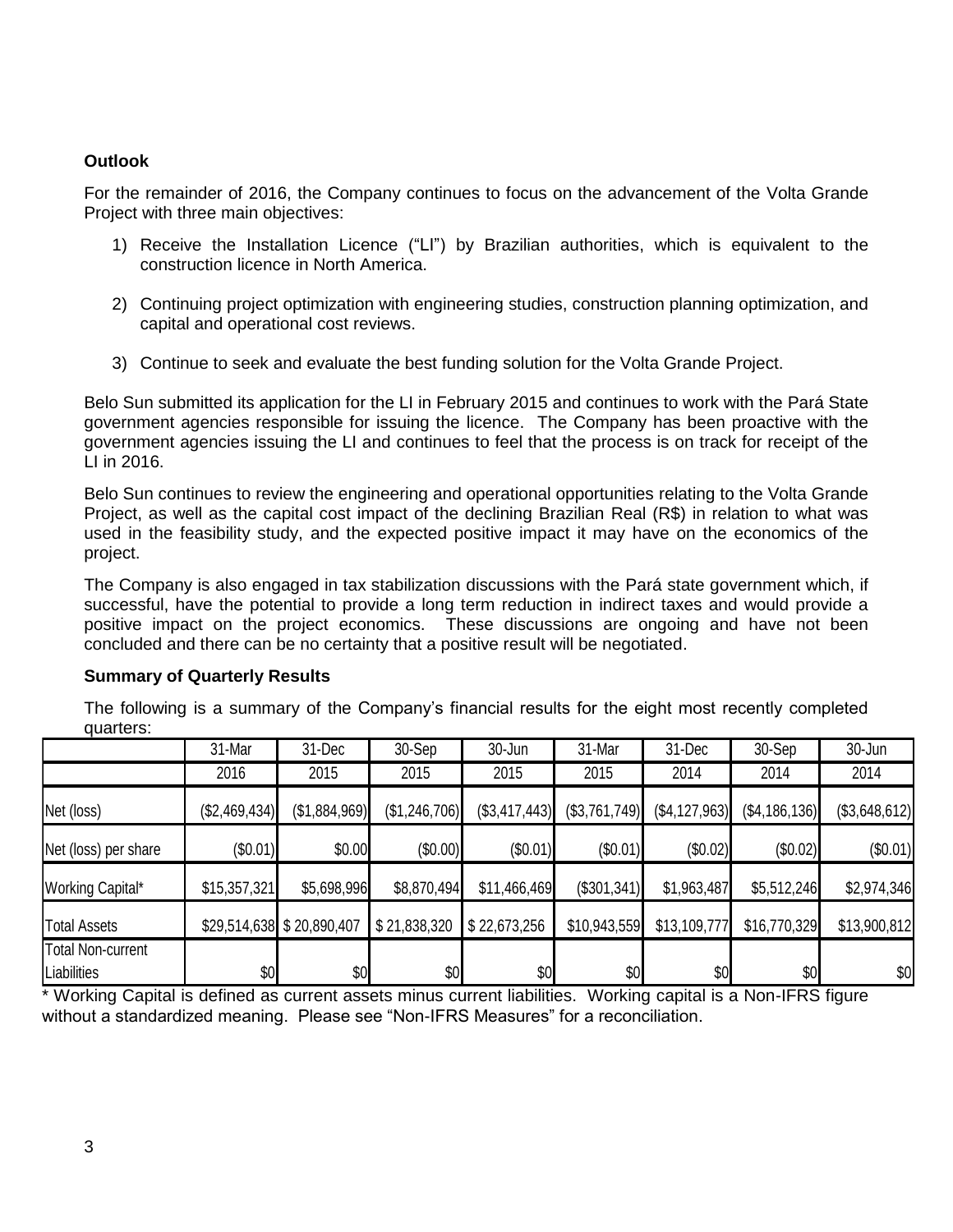## Outlook

For the remainder of 2016, the Company continues to focus on the advancement of the Volta Grande Project with three main objectives:

1) Receive the Installation Licence ("LI") by Brazilian authorities, which is equivalent to the construction licence in North America.

2) Continuing project optimization with engineering studies, construction planning optimization, and capital and operational cost reviews.

3) Continue to seek and evaluate the best funding solution for the Volta Grande Project.

Belo Sun submitted its application for the LI in February 2015 and continues to work with the Pará State government agencies responsible for issuing the licence. The Company has been proactive with the government agencies issuing the LI and continues to feel that the process is on track for receipt of the LI in 2016.

Belo Sun continues to review the engineering and operational opportunities relating to the Volta Grande Project, as well as the capital cost impact of the declining Brazilian Real (R$) in relation to what was used in the feasibility study, and the expected positive impact it may have on the economics of the project.

The Company is also engaged in tax stabilization discussions with the Pará state government which, if successful, have the potential to provide a long term reduction in indirect taxes and would provide a positive impact on the project economics. These discussions are ongoing and have not been concluded and there can be no certainty that a positive result will be negotiated.

## Summary of Quarterly Results

The following is a summary of the Company's financial results for the eight most recently completed quarters:

| | 31-Mar | 31-Dec | 30-Sep | 30-Jun | 31-Mar | 31-Dec | 30-Sep | 30-Jun |
|---|---|---|---|---|---|---|---|---|
| | 2016 | 2015 | 2015 | 2015 | 2015 | 2014 | 2014 | 2014 |
| Net (loss) | ($2,469,434) | ($1,884,969) | ($1,246,706) | ($3,417,443) | ($3,761,749) | ($4,127,963) | ($4,186,136) | ($3,648,612) |
| Net (loss) per share | ($0.01) | $0.00 | ($0.00) | ($0.01) | ($0.01) | ($0.02) | ($0.02) | ($0.01) |
| Working Capital* | $15,357,321 | $5,698,996 | $8,870,494 | $11,466,469 | ($301,341) | $1,963,487 | $5,512,246 | $2,974,346 |
| Total Assets | $29,514,638 | $ 20,890,407 | $ 21,838,320 | $ 22,673,256 | $10,943,559 | $13,109,777 | $16,770,329 | $13,900,812 |
| Total Non-current Liabilities | $0 | $0 | $0 | $0 | $0 | $0 | $0 | $0 |

* Working Capital is defined as current assets minus current liabilities. Working capital is a Non-IFRS figure without a standardized meaning. Please see "Non-IFRS Measures" for a reconciliation.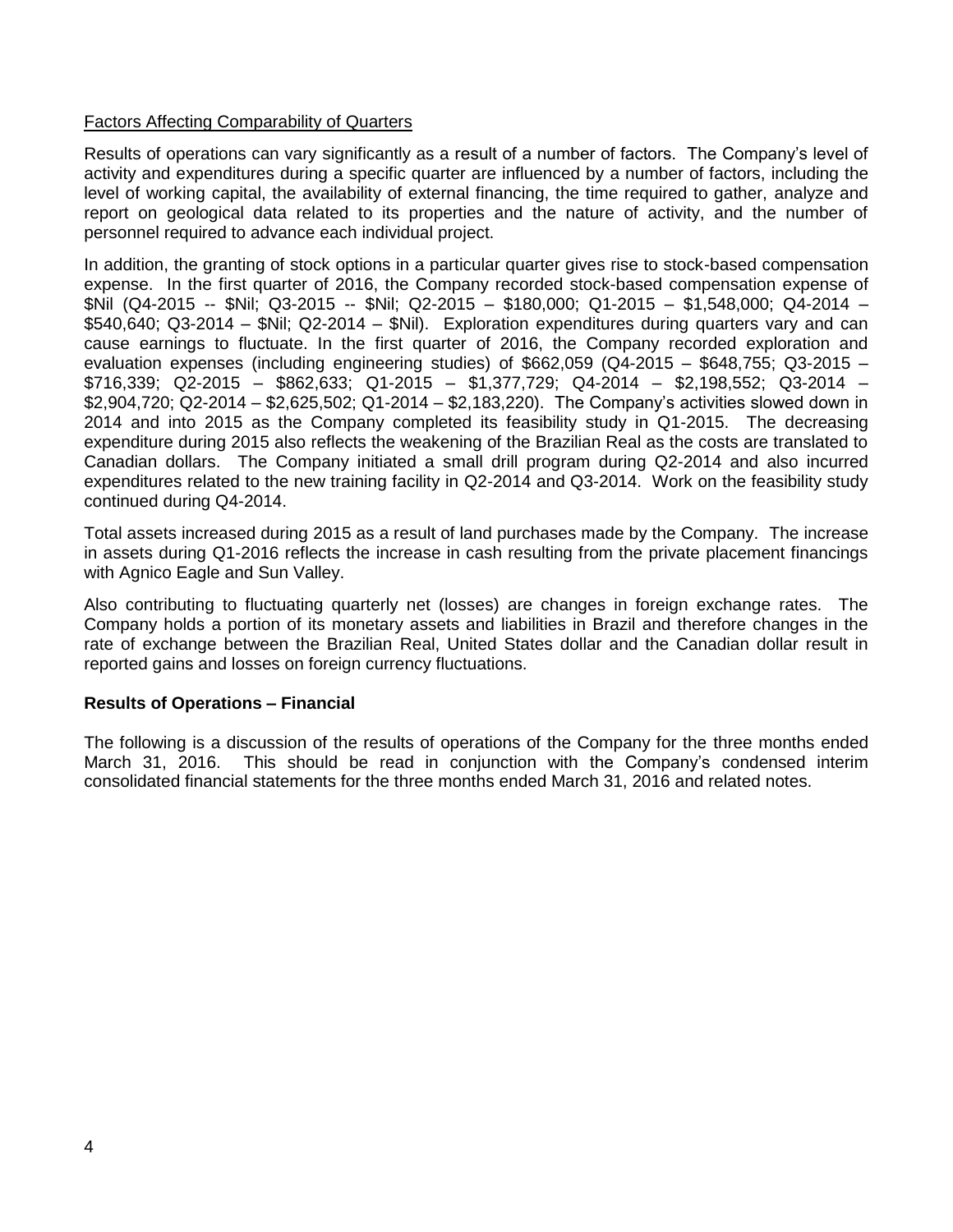Factors Affecting Comparability of Quarters

Results of operations can vary significantly as a result of a number of factors. The Company's level of activity and expenditures during a specific quarter are influenced by a number of factors, including the level of working capital, the availability of external financing, the time required to gather, analyze and report on geological data related to its properties and the nature of activity, and the number of personnel required to advance each individual project.

In addition, the granting of stock options in a particular quarter gives rise to stock-based compensation expense. In the first quarter of 2016, the Company recorded stock-based compensation expense of $Nil (Q4-2015 -- $Nil; Q3-2015 -- $Nil; Q2-2015 – $180,000; Q1-2015 – $1,548,000; Q4-2014 – $540,640; Q3-2014 – $Nil; Q2-2014 – $Nil). Exploration expenditures during quarters vary and can cause earnings to fluctuate. In the first quarter of 2016, the Company recorded exploration and evaluation expenses (including engineering studies) of $662,059 (Q4-2015 – $648,755; Q3-2015 – $716,339; Q2-2015 – $862,633; Q1-2015 – $1,377,729; Q4-2014 – $2,198,552; Q3-2014 – $2,904,720; Q2-2014 – $2,625,502; Q1-2014 – $2,183,220). The Company's activities slowed down in 2014 and into 2015 as the Company completed its feasibility study in Q1-2015. The decreasing expenditure during 2015 also reflects the weakening of the Brazilian Real as the costs are translated to Canadian dollars. The Company initiated a small drill program during Q2-2014 and also incurred expenditures related to the new training facility in Q2-2014 and Q3-2014. Work on the feasibility study continued during Q4-2014.

Total assets increased during 2015 as a result of land purchases made by the Company. The increase in assets during Q1-2016 reflects the increase in cash resulting from the private placement financings with Agnico Eagle and Sun Valley.

Also contributing to fluctuating quarterly net (losses) are changes in foreign exchange rates. The Company holds a portion of its monetary assets and liabilities in Brazil and therefore changes in the rate of exchange between the Brazilian Real, United States dollar and the Canadian dollar result in reported gains and losses on foreign currency fluctuations.

## Results of Operations – Financial

The following is a discussion of the results of operations of the Company for the three months ended March 31, 2016. This should be read in conjunction with the Company's condensed interim consolidated financial statements for the three months ended March 31, 2016 and related notes.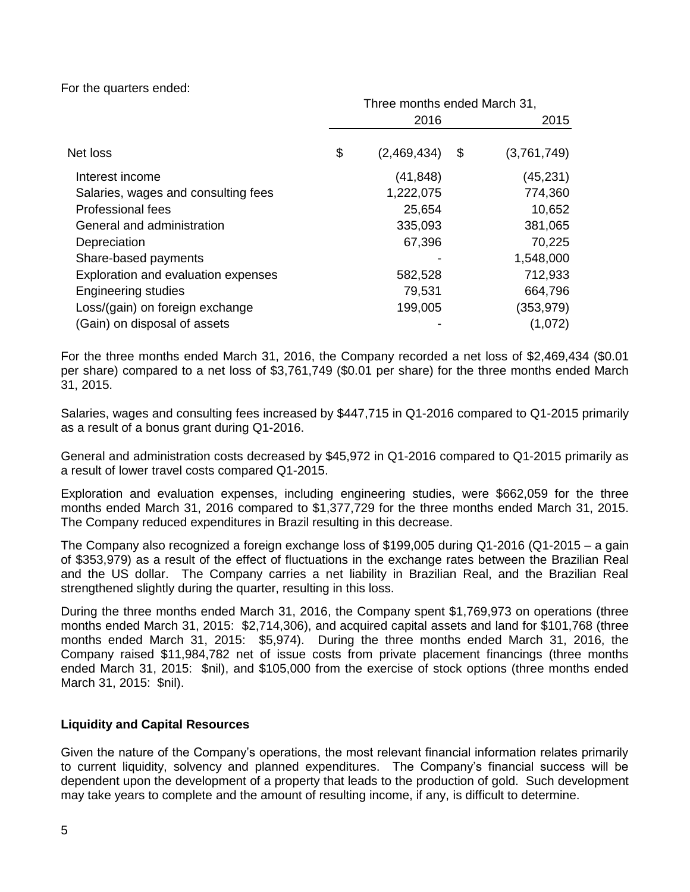For the quarters ended:

| | Three months ended March 31, | |
|---|---|---|
| | 2016 | 2015 |
| Net loss | $ (2,469,434) | $ (3,761,749) |
| Interest income | (41,848) | (45,231) |
| Salaries, wages and consulting fees | 1,222,075 | 774,360 |
| Professional fees | 25,654 | 10,652 |
| General and administration | 335,093 | 381,065 |
| Depreciation | 67,396 | 70,225 |
| Share-based payments | - | 1,548,000 |
| Exploration and evaluation expenses | 582,528 | 712,933 |
| Engineering studies | 79,531 | 664,796 |
| Loss/(gain) on foreign exchange | 199,005 | (353,979) |
| (Gain) on disposal of assets | - | (1,072) |

For the three months ended March 31, 2016, the Company recorded a net loss of $2,469,434 ($0.01 per share) compared to a net loss of $3,761,749 ($0.01 per share) for the three months ended March 31, 2015.

Salaries, wages and consulting fees increased by $447,715 in Q1-2016 compared to Q1-2015 primarily as a result of a bonus grant during Q1-2016.

General and administration costs decreased by $45,972 in Q1-2016 compared to Q1-2015 primarily as a result of lower travel costs compared Q1-2015.

Exploration and evaluation expenses, including engineering studies, were $662,059 for the three months ended March 31, 2016 compared to $1,377,729 for the three months ended March 31, 2015. The Company reduced expenditures in Brazil resulting in this decrease.

The Company also recognized a foreign exchange loss of $199,005 during Q1-2016 (Q1-2015 – a gain of $353,979) as a result of the effect of fluctuations in the exchange rates between the Brazilian Real and the US dollar. The Company carries a net liability in Brazilian Real, and the Brazilian Real strengthened slightly during the quarter, resulting in this loss.

During the three months ended March 31, 2016, the Company spent $1,769,973 on operations (three months ended March 31, 2015: $2,714,306), and acquired capital assets and land for $101,768 (three months ended March 31, 2015: $5,974). During the three months ended March 31, 2016, the Company raised $11,984,782 net of issue costs from private placement financings (three months ended March 31, 2015: $nil), and $105,000 from the exercise of stock options (three months ended March 31, 2015: $nil).

## Liquidity and Capital Resources

Given the nature of the Company's operations, the most relevant financial information relates primarily to current liquidity, solvency and planned expenditures. The Company's financial success will be dependent upon the development of a property that leads to the production of gold. Such development may take years to complete and the amount of resulting income, if any, is difficult to determine.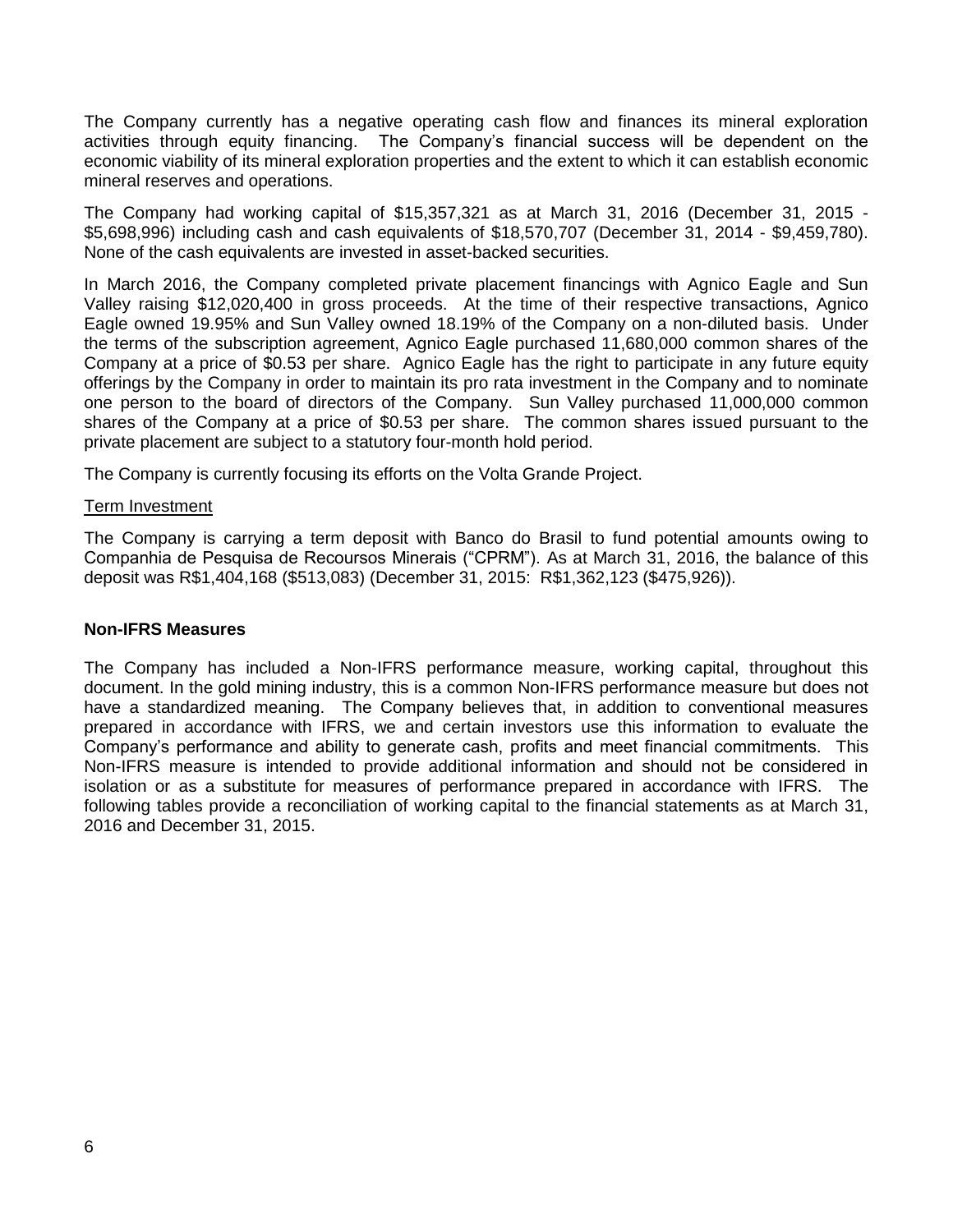The Company currently has a negative operating cash flow and finances its mineral exploration activities through equity financing. The Company's financial success will be dependent on the economic viability of its mineral exploration properties and the extent to which it can establish economic mineral reserves and operations.

The Company had working capital of $15,357,321 as at March 31, 2016 (December 31, 2015 - $5,698,996) including cash and cash equivalents of $18,570,707 (December 31, 2014 - $9,459,780). None of the cash equivalents are invested in asset-backed securities.

In March 2016, the Company completed private placement financings with Agnico Eagle and Sun Valley raising $12,020,400 in gross proceeds. At the time of their respective transactions, Agnico Eagle owned 19.95% and Sun Valley owned 18.19% of the Company on a non-diluted basis. Under the terms of the subscription agreement, Agnico Eagle purchased 11,680,000 common shares of the Company at a price of $0.53 per share. Agnico Eagle has the right to participate in any future equity offerings by the Company in order to maintain its pro rata investment in the Company and to nominate one person to the board of directors of the Company. Sun Valley purchased 11,000,000 common shares of the Company at a price of $0.53 per share. The common shares issued pursuant to the private placement are subject to a statutory four-month hold period.

The Company is currently focusing its efforts on the Volta Grande Project.

Term Investment

The Company is carrying a term deposit with Banco do Brasil to fund potential amounts owing to Companhia de Pesquisa de Recoursos Minerais ("CPRM"). As at March 31, 2016, the balance of this deposit was R$1,404,168 ($513,083) (December 31, 2015: R$1,362,123 ($475,926)).

**Non-IFRS Measures**

The Company has included a Non-IFRS performance measure, working capital, throughout this document. In the gold mining industry, this is a common Non-IFRS performance measure but does not have a standardized meaning. The Company believes that, in addition to conventional measures prepared in accordance with IFRS, we and certain investors use this information to evaluate the Company's performance and ability to generate cash, profits and meet financial commitments. This Non-IFRS measure is intended to provide additional information and should not be considered in isolation or as a substitute for measures of performance prepared in accordance with IFRS. The following tables provide a reconciliation of working capital to the financial statements as at March 31, 2016 and December 31, 2015.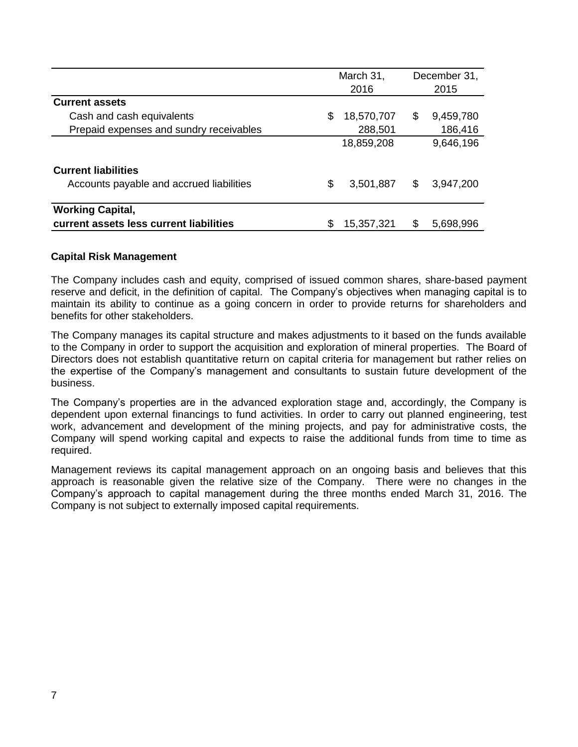| | March 31, 2016 | December 31, 2015 |
|---|---|---|
| **Current assets** | | |
| Cash and cash equivalents | $ 18,570,707 | $ 9,459,780 |
| Prepaid expenses and sundry receivables | 288,501 | 186,416 |
| | 18,859,208 | 9,646,196 |
| **Current liabilities** | | |
| Accounts payable and accrued liabilities | $ 3,501,887 | $ 3,947,200 |
| **Working Capital, current assets less current liabilities** | $ 15,357,321 | $ 5,698,996 |

### Capital Risk Management

The Company includes cash and equity, comprised of issued common shares, share-based payment reserve and deficit, in the definition of capital. The Company's objectives when managing capital is to maintain its ability to continue as a going concern in order to provide returns for shareholders and benefits for other stakeholders.

The Company manages its capital structure and makes adjustments to it based on the funds available to the Company in order to support the acquisition and exploration of mineral properties. The Board of Directors does not establish quantitative return on capital criteria for management but rather relies on the expertise of the Company's management and consultants to sustain future development of the business.

The Company's properties are in the advanced exploration stage and, accordingly, the Company is dependent upon external financings to fund activities. In order to carry out planned engineering, test work, advancement and development of the mining projects, and pay for administrative costs, the Company will spend working capital and expects to raise the additional funds from time to time as required.

Management reviews its capital management approach on an ongoing basis and believes that this approach is reasonable given the relative size of the Company. There were no changes in the Company's approach to capital management during the three months ended March 31, 2016. The Company is not subject to externally imposed capital requirements.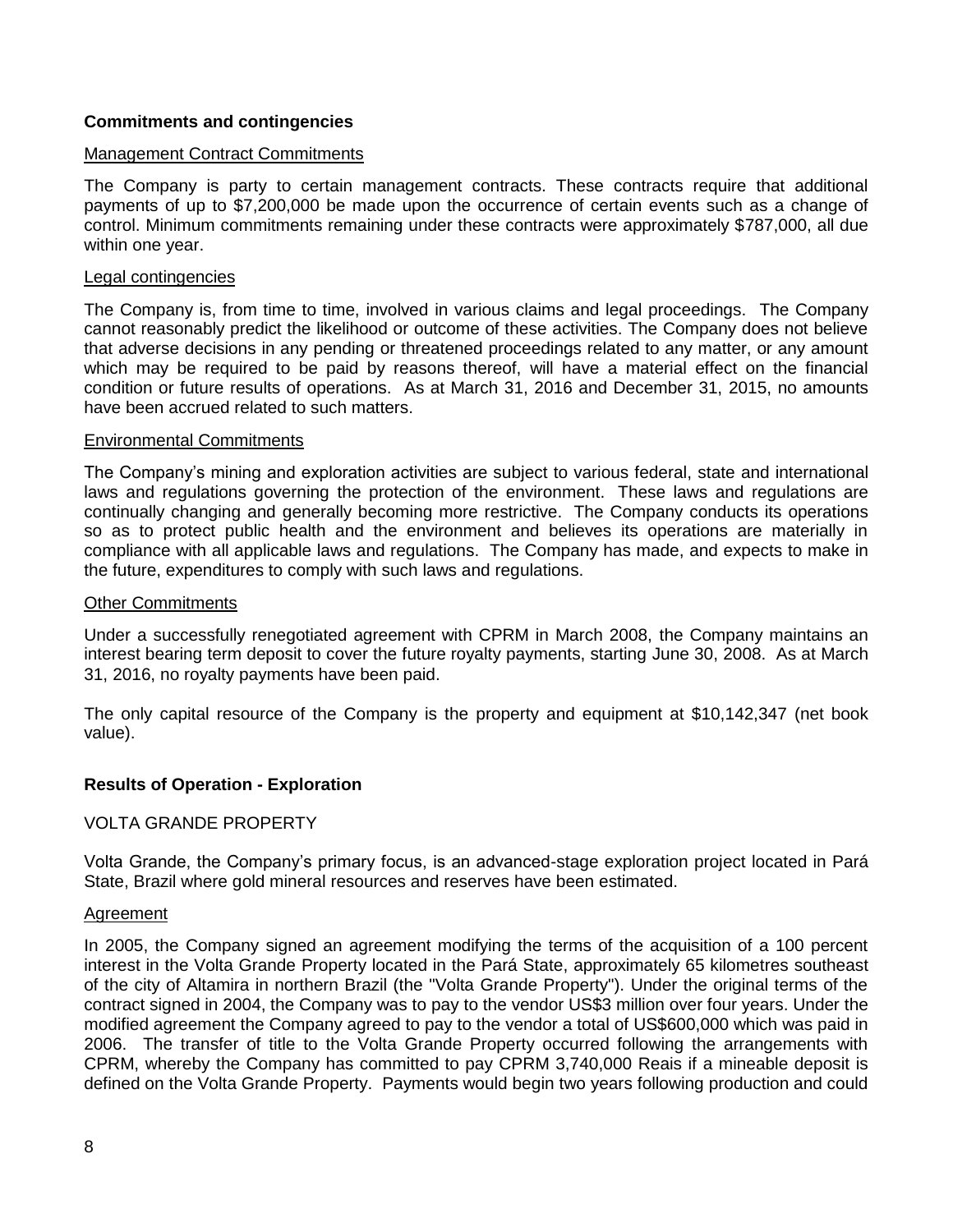## Commitments and contingencies

Management Contract Commitments

The Company is party to certain management contracts. These contracts require that additional payments of up to $7,200,000 be made upon the occurrence of certain events such as a change of control. Minimum commitments remaining under these contracts were approximately $787,000, all due within one year.

Legal contingencies

The Company is, from time to time, involved in various claims and legal proceedings. The Company cannot reasonably predict the likelihood or outcome of these activities. The Company does not believe that adverse decisions in any pending or threatened proceedings related to any matter, or any amount which may be required to be paid by reasons thereof, will have a material effect on the financial condition or future results of operations. As at March 31, 2016 and December 31, 2015, no amounts have been accrued related to such matters.

Environmental Commitments

The Company's mining and exploration activities are subject to various federal, state and international laws and regulations governing the protection of the environment. These laws and regulations are continually changing and generally becoming more restrictive. The Company conducts its operations so as to protect public health and the environment and believes its operations are materially in compliance with all applicable laws and regulations. The Company has made, and expects to make in the future, expenditures to comply with such laws and regulations.

Other Commitments

Under a successfully renegotiated agreement with CPRM in March 2008, the Company maintains an interest bearing term deposit to cover the future royalty payments, starting June 30, 2008. As at March 31, 2016, no royalty payments have been paid.

The only capital resource of the Company is the property and equipment at $10,142,347 (net book value).

## Results of Operation - Exploration

VOLTA GRANDE PROPERTY

Volta Grande, the Company's primary focus, is an advanced-stage exploration project located in Pará State, Brazil where gold mineral resources and reserves have been estimated.

Agreement

In 2005, the Company signed an agreement modifying the terms of the acquisition of a 100 percent interest in the Volta Grande Property located in the Pará State, approximately 65 kilometres southeast of the city of Altamira in northern Brazil (the "Volta Grande Property"). Under the original terms of the contract signed in 2004, the Company was to pay to the vendor US$3 million over four years. Under the modified agreement the Company agreed to pay to the vendor a total of US$600,000 which was paid in 2006. The transfer of title to the Volta Grande Property occurred following the arrangements with CPRM, whereby the Company has committed to pay CPRM 3,740,000 Reais if a mineable deposit is defined on the Volta Grande Property. Payments would begin two years following production and could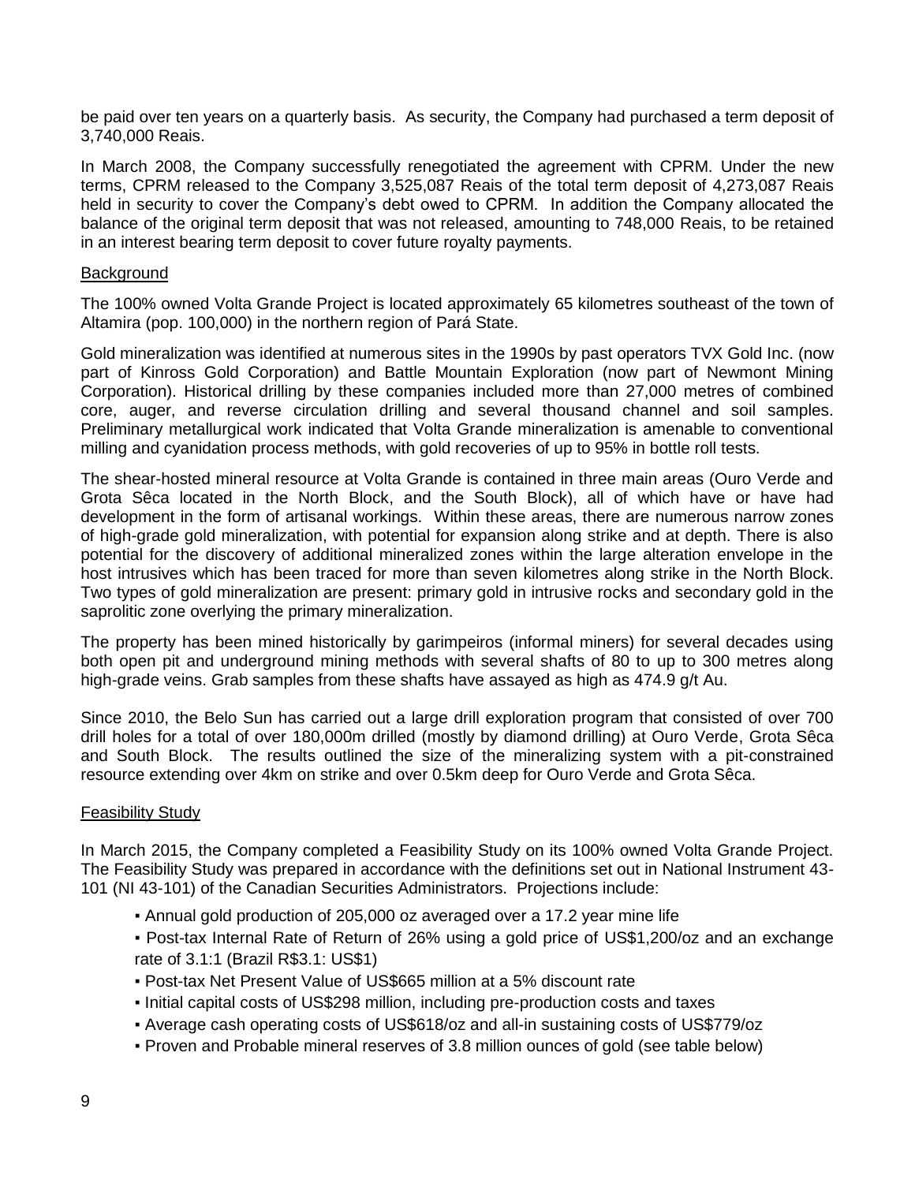be paid over ten years on a quarterly basis. As security, the Company had purchased a term deposit of 3,740,000 Reais.

In March 2008, the Company successfully renegotiated the agreement with CPRM. Under the new terms, CPRM released to the Company 3,525,087 Reais of the total term deposit of 4,273,087 Reais held in security to cover the Company's debt owed to CPRM. In addition the Company allocated the balance of the original term deposit that was not released, amounting to 748,000 Reais, to be retained in an interest bearing term deposit to cover future royalty payments.

## Background

The 100% owned Volta Grande Project is located approximately 65 kilometres southeast of the town of Altamira (pop. 100,000) in the northern region of Pará State.

Gold mineralization was identified at numerous sites in the 1990s by past operators TVX Gold Inc. (now part of Kinross Gold Corporation) and Battle Mountain Exploration (now part of Newmont Mining Corporation). Historical drilling by these companies included more than 27,000 metres of combined core, auger, and reverse circulation drilling and several thousand channel and soil samples. Preliminary metallurgical work indicated that Volta Grande mineralization is amenable to conventional milling and cyanidation process methods, with gold recoveries of up to 95% in bottle roll tests.

The shear-hosted mineral resource at Volta Grande is contained in three main areas (Ouro Verde and Grota Sêca located in the North Block, and the South Block), all of which have or have had development in the form of artisanal workings. Within these areas, there are numerous narrow zones of high-grade gold mineralization, with potential for expansion along strike and at depth. There is also potential for the discovery of additional mineralized zones within the large alteration envelope in the host intrusives which has been traced for more than seven kilometres along strike in the North Block. Two types of gold mineralization are present: primary gold in intrusive rocks and secondary gold in the saprolitic zone overlying the primary mineralization.

The property has been mined historically by garimpeiros (informal miners) for several decades using both open pit and underground mining methods with several shafts of 80 to up to 300 metres along high-grade veins. Grab samples from these shafts have assayed as high as 474.9 g/t Au.

Since 2010, the Belo Sun has carried out a large drill exploration program that consisted of over 700 drill holes for a total of over 180,000m drilled (mostly by diamond drilling) at Ouro Verde, Grota Sêca and South Block. The results outlined the size of the mineralizing system with a pit-constrained resource extending over 4km on strike and over 0.5km deep for Ouro Verde and Grota Sêca.

## Feasibility Study

In March 2015, the Company completed a Feasibility Study on its 100% owned Volta Grande Project. The Feasibility Study was prepared in accordance with the definitions set out in National Instrument 43-101 (NI 43-101) of the Canadian Securities Administrators. Projections include:

- Annual gold production of 205,000 oz averaged over a 17.2 year mine life
- Post-tax Internal Rate of Return of 26% using a gold price of US$1,200/oz and an exchange rate of 3.1:1 (Brazil R$3.1: US$1)
- Post-tax Net Present Value of US$665 million at a 5% discount rate
- Initial capital costs of US$298 million, including pre-production costs and taxes
- Average cash operating costs of US$618/oz and all-in sustaining costs of US$779/oz
- Proven and Probable mineral reserves of 3.8 million ounces of gold (see table below)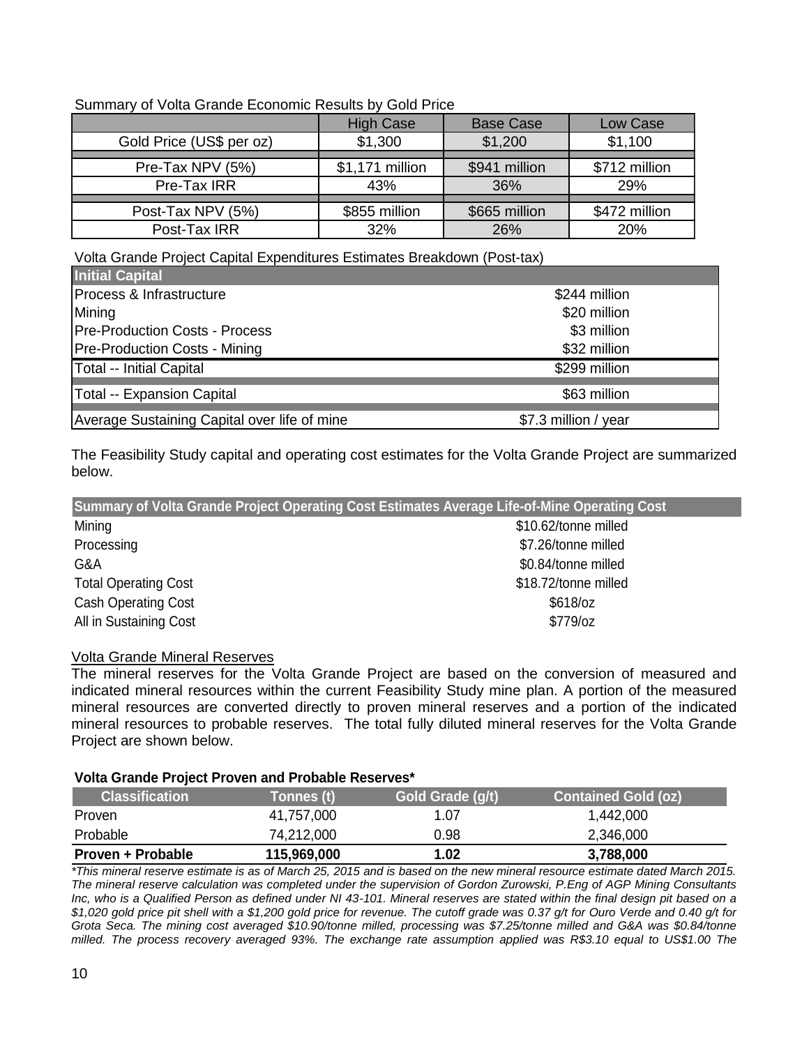Summary of Volta Grande Economic Results by Gold Price

| | High Case | Base Case | Low Case |
|---|---|---|---|
| Gold Price (US$ per oz) | $1,300 | $1,200 | $1,100 |
| Pre-Tax NPV (5%) | $1,171 million | $941 million | $712 million |
| Pre-Tax IRR | 43% | 36% | 29% |
| Post-Tax NPV (5%) | $855 million | $665 million | $472 million |
| Post-Tax IRR | 32% | 26% | 20% |

Volta Grande Project Capital Expenditures Estimates Breakdown (Post-tax)

| Initial Capital | |
|---|---|
| Process & Infrastructure | $244 million |
| Mining | $20 million |
| Pre-Production Costs - Process | $3 million |
| Pre-Production Costs - Mining | $32 million |
| Total -- Initial Capital | $299 million |
| Total -- Expansion Capital | $63 million |
| Average Sustaining Capital over life of mine | $7.3 million / year |

The Feasibility Study capital and operating cost estimates for the Volta Grande Project are summarized below.

| Summary of Volta Grande Project Operating Cost Estimates Average Life-of-Mine Operating Cost | |
|---|---|
| Mining | $10.62/tonne milled |
| Processing | $7.26/tonne milled |
| G&A | $0.84/tonne milled |
| Total Operating Cost | $18.72/tonne milled |
| Cash Operating Cost | $618/oz |
| All in Sustaining Cost | $779/oz |

Volta Grande Mineral Reserves

The mineral reserves for the Volta Grande Project are based on the conversion of measured and indicated mineral resources within the current Feasibility Study mine plan. A portion of the measured mineral resources are converted directly to proven mineral reserves and a portion of the indicated mineral resources to probable reserves. The total fully diluted mineral reserves for the Volta Grande Project are shown below.

**Volta Grande Project Proven and Probable Reserves***

| Classification | Tonnes (t) | Gold Grade (g/t) | Contained Gold (oz) |
|---|---|---|---|
| Proven | 41,757,000 | 1.07 | 1,442,000 |
| Probable | 74,212,000 | 0.98 | 2,346,000 |
| **Proven + Probable** | **115,969,000** | **1.02** | **3,788,000** |

*\*This mineral reserve estimate is as of March 25, 2015 and is based on the new mineral resource estimate dated March 2015. The mineral reserve calculation was completed under the supervision of Gordon Zurowski, P.Eng of AGP Mining Consultants Inc, who is a Qualified Person as defined under NI 43-101. Mineral reserves are stated within the final design pit based on a $1,020 gold price pit shell with a $1,200 gold price for revenue. The cutoff grade was 0.37 g/t for Ouro Verde and 0.40 g/t for Grota Seca. The mining cost averaged $10.90/tonne milled, processing was $7.25/tonne milled and G&A was $0.84/tonne milled. The process recovery averaged 93%. The exchange rate assumption applied was R$3.10 equal to US$1.00 The*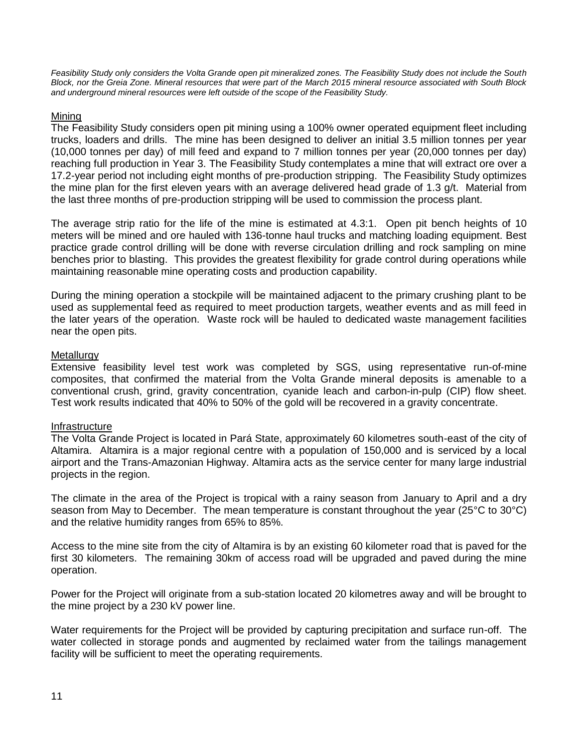*Feasibility Study only considers the Volta Grande open pit mineralized zones. The Feasibility Study does not include the South Block, nor the Greia Zone. Mineral resources that were part of the March 2015 mineral resource associated with South Block and underground mineral resources were left outside of the scope of the Feasibility Study.*

## Mining

The Feasibility Study considers open pit mining using a 100% owner operated equipment fleet including trucks, loaders and drills. The mine has been designed to deliver an initial 3.5 million tonnes per year (10,000 tonnes per day) of mill feed and expand to 7 million tonnes per year (20,000 tonnes per day) reaching full production in Year 3. The Feasibility Study contemplates a mine that will extract ore over a 17.2-year period not including eight months of pre-production stripping. The Feasibility Study optimizes the mine plan for the first eleven years with an average delivered head grade of 1.3 g/t. Material from the last three months of pre-production stripping will be used to commission the process plant.

The average strip ratio for the life of the mine is estimated at 4.3:1. Open pit bench heights of 10 meters will be mined and ore hauled with 136-tonne haul trucks and matching loading equipment. Best practice grade control drilling will be done with reverse circulation drilling and rock sampling on mine benches prior to blasting. This provides the greatest flexibility for grade control during operations while maintaining reasonable mine operating costs and production capability.

During the mining operation a stockpile will be maintained adjacent to the primary crushing plant to be used as supplemental feed as required to meet production targets, weather events and as mill feed in the later years of the operation. Waste rock will be hauled to dedicated waste management facilities near the open pits.

## Metallurgy

Extensive feasibility level test work was completed by SGS, using representative run-of-mine composites, that confirmed the material from the Volta Grande mineral deposits is amenable to a conventional crush, grind, gravity concentration, cyanide leach and carbon-in-pulp (CIP) flow sheet. Test work results indicated that 40% to 50% of the gold will be recovered in a gravity concentrate.

## Infrastructure

The Volta Grande Project is located in Pará State, approximately 60 kilometres south-east of the city of Altamira. Altamira is a major regional centre with a population of 150,000 and is serviced by a local airport and the Trans-Amazonian Highway. Altamira acts as the service center for many large industrial projects in the region.

The climate in the area of the Project is tropical with a rainy season from January to April and a dry season from May to December. The mean temperature is constant throughout the year (25°C to 30°C) and the relative humidity ranges from 65% to 85%.

Access to the mine site from the city of Altamira is by an existing 60 kilometer road that is paved for the first 30 kilometers. The remaining 30km of access road will be upgraded and paved during the mine operation.

Power for the Project will originate from a sub-station located 20 kilometres away and will be brought to the mine project by a 230 kV power line.

Water requirements for the Project will be provided by capturing precipitation and surface run-off. The water collected in storage ponds and augmented by reclaimed water from the tailings management facility will be sufficient to meet the operating requirements.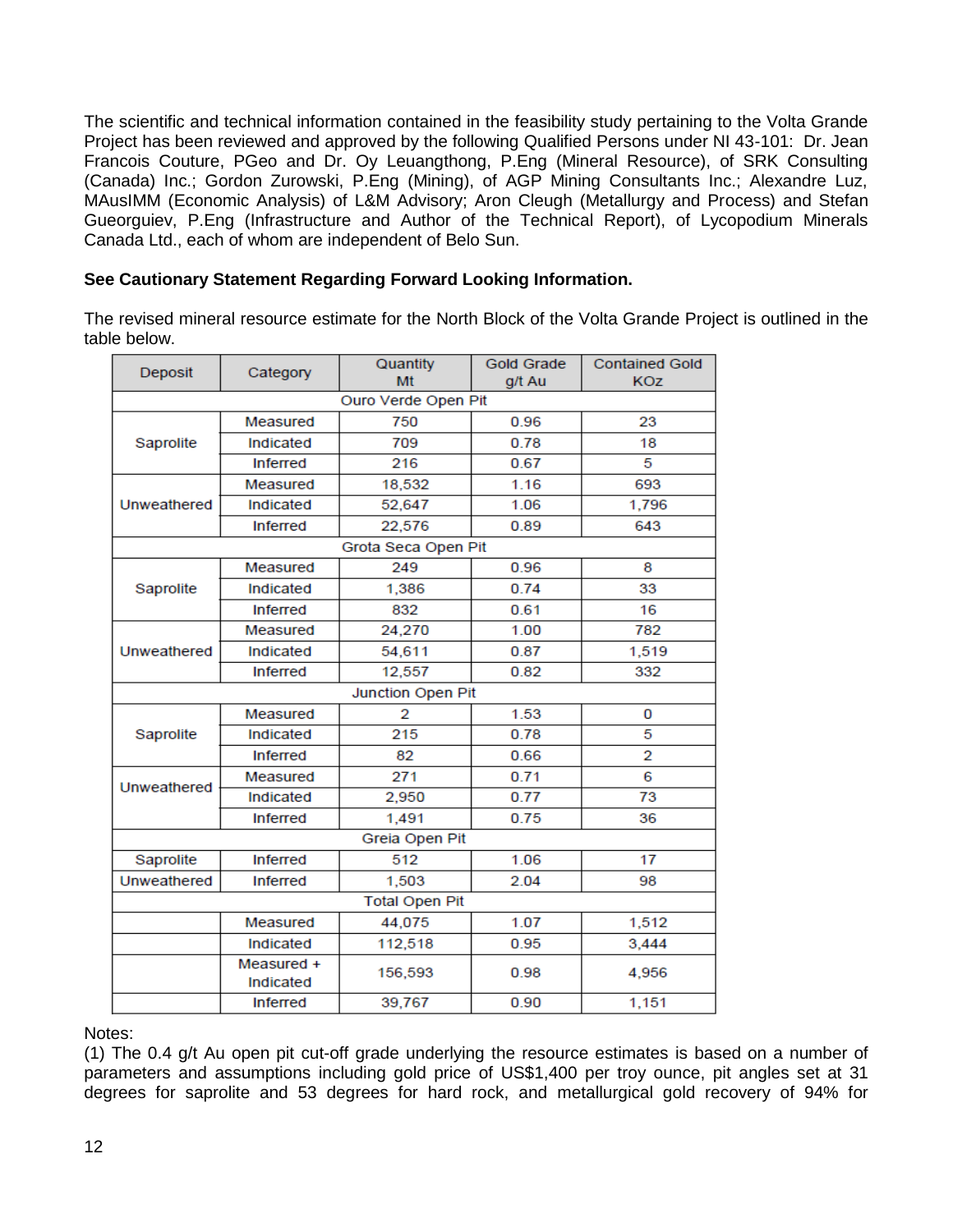The scientific and technical information contained in the feasibility study pertaining to the Volta Grande Project has been reviewed and approved by the following Qualified Persons under NI 43-101: Dr. Jean Francois Couture, PGeo and Dr. Oy Leuangthong, P.Eng (Mineral Resource), of SRK Consulting (Canada) Inc.; Gordon Zurowski, P.Eng (Mining), of AGP Mining Consultants Inc.; Alexandre Luz, MAusIMM (Economic Analysis) of L&M Advisory; Aron Cleugh (Metallurgy and Process) and Stefan Gueorguiev, P.Eng (Infrastructure and Author of the Technical Report), of Lycopodium Minerals Canada Ltd., each of whom are independent of Belo Sun.

**See Cautionary Statement Regarding Forward Looking Information.**

The revised mineral resource estimate for the North Block of the Volta Grande Project is outlined in the table below.

| Deposit | Category | Quantity Mt | Gold Grade g/t Au | Contained Gold KOz |
|---|---|---|---|---|
| Ouro Verde Open Pit | | | | |
| Saprolite | Measured | 750 | 0.96 | 23 |
| | Indicated | 709 | 0.78 | 18 |
| | Inferred | 216 | 0.67 | 5 |
| Unweathered | Measured | 18,532 | 1.16 | 693 |
| | Indicated | 52,647 | 1.06 | 1,796 |
| | Inferred | 22,576 | 0.89 | 643 |
| Grota Seca Open Pit | | | | |
| Saprolite | Measured | 249 | 0.96 | 8 |
| | Indicated | 1,386 | 0.74 | 33 |
| | Inferred | 832 | 0.61 | 16 |
| Unweathered | Measured | 24,270 | 1.00 | 782 |
| | Indicated | 54,611 | 0.87 | 1,519 |
| | Inferred | 12,557 | 0.82 | 332 |
| Junction Open Pit | | | | |
| Saprolite | Measured | 2 | 1.53 | 0 |
| | Indicated | 215 | 0.78 | 5 |
| | Inferred | 82 | 0.66 | 2 |
| Unweathered | Measured | 271 | 0.71 | 6 |
| | Indicated | 2,950 | 0.77 | 73 |
| | Inferred | 1,491 | 0.75 | 36 |
| Greia Open Pit | | | | |
| Saprolite | Inferred | 512 | 1.06 | 17 |
| Unweathered | Inferred | 1,503 | 2.04 | 98 |
| Total Open Pit | | | | |
| | Measured | 44,075 | 1.07 | 1,512 |
| | Indicated | 112,518 | 0.95 | 3,444 |
| | Measured + Indicated | 156,593 | 0.98 | 4,956 |
| | Inferred | 39,767 | 0.90 | 1,151 |

Notes:

(1) The 0.4 g/t Au open pit cut-off grade underlying the resource estimates is based on a number of parameters and assumptions including gold price of US$1,400 per troy ounce, pit angles set at 31 degrees for saprolite and 53 degrees for hard rock, and metallurgical gold recovery of 94% for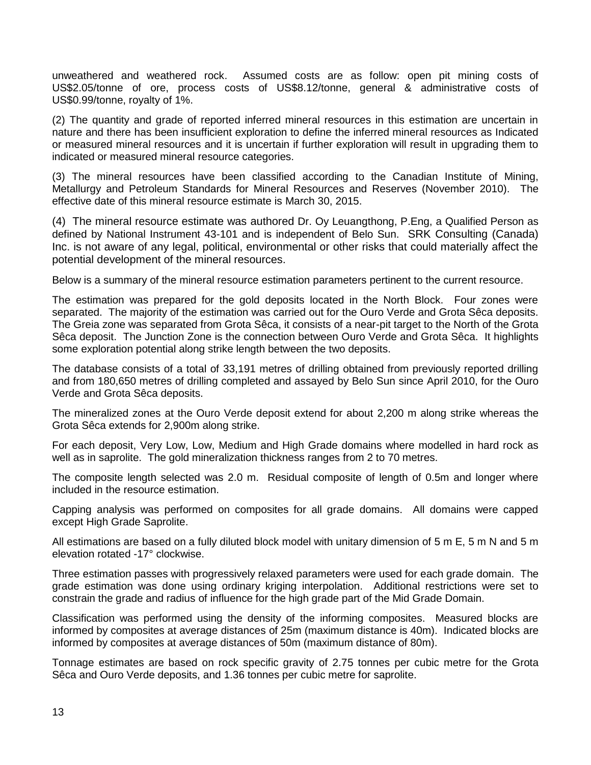unweathered and weathered rock. Assumed costs are as follow: open pit mining costs of US$2.05/tonne of ore, process costs of US$8.12/tonne, general & administrative costs of US$0.99/tonne, royalty of 1%.

(2) The quantity and grade of reported inferred mineral resources in this estimation are uncertain in nature and there has been insufficient exploration to define the inferred mineral resources as Indicated or measured mineral resources and it is uncertain if further exploration will result in upgrading them to indicated or measured mineral resource categories.

(3) The mineral resources have been classified according to the Canadian Institute of Mining, Metallurgy and Petroleum Standards for Mineral Resources and Reserves (November 2010). The effective date of this mineral resource estimate is March 30, 2015.

(4) The mineral resource estimate was authored Dr. Oy Leuangthong, P.Eng, a Qualified Person as defined by National Instrument 43-101 and is independent of Belo Sun. SRK Consulting (Canada) Inc. is not aware of any legal, political, environmental or other risks that could materially affect the potential development of the mineral resources.

Below is a summary of the mineral resource estimation parameters pertinent to the current resource.

The estimation was prepared for the gold deposits located in the North Block. Four zones were separated. The majority of the estimation was carried out for the Ouro Verde and Grota Sêca deposits. The Greia zone was separated from Grota Sêca, it consists of a near-pit target to the North of the Grota Sêca deposit. The Junction Zone is the connection between Ouro Verde and Grota Sêca. It highlights some exploration potential along strike length between the two deposits.

The database consists of a total of 33,191 metres of drilling obtained from previously reported drilling and from 180,650 metres of drilling completed and assayed by Belo Sun since April 2010, for the Ouro Verde and Grota Sêca deposits.

The mineralized zones at the Ouro Verde deposit extend for about 2,200 m along strike whereas the Grota Sêca extends for 2,900m along strike.

For each deposit, Very Low, Low, Medium and High Grade domains where modelled in hard rock as well as in saprolite. The gold mineralization thickness ranges from 2 to 70 metres.

The composite length selected was 2.0 m. Residual composite of length of 0.5m and longer where included in the resource estimation.

Capping analysis was performed on composites for all grade domains. All domains were capped except High Grade Saprolite.

All estimations are based on a fully diluted block model with unitary dimension of 5 m E, 5 m N and 5 m elevation rotated -17° clockwise.

Three estimation passes with progressively relaxed parameters were used for each grade domain. The grade estimation was done using ordinary kriging interpolation. Additional restrictions were set to constrain the grade and radius of influence for the high grade part of the Mid Grade Domain.

Classification was performed using the density of the informing composites. Measured blocks are informed by composites at average distances of 25m (maximum distance is 40m). Indicated blocks are informed by composites at average distances of 50m (maximum distance of 80m).

Tonnage estimates are based on rock specific gravity of 2.75 tonnes per cubic metre for the Grota Sêca and Ouro Verde deposits, and 1.36 tonnes per cubic metre for saprolite.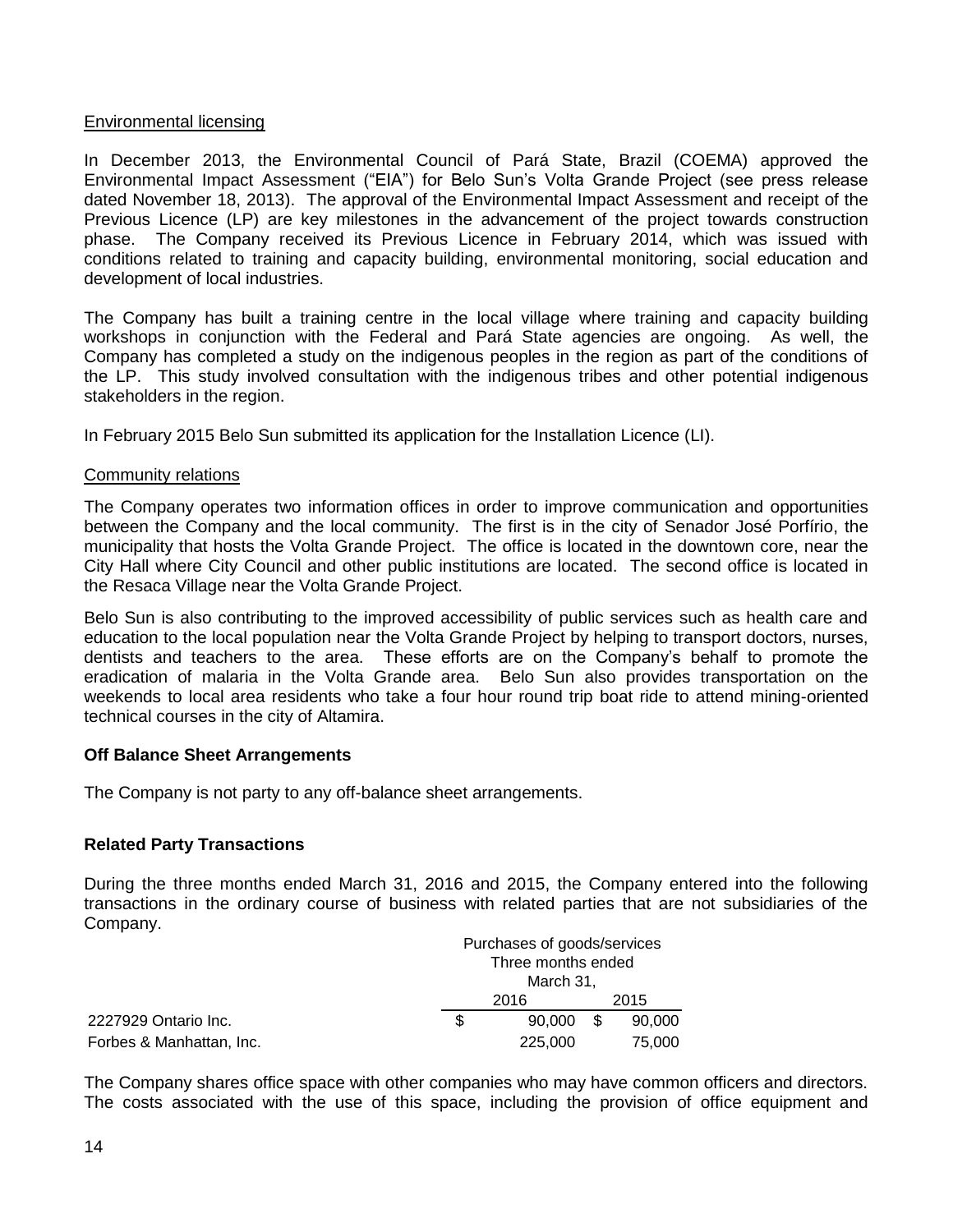Environmental licensing

In December 2013, the Environmental Council of Pará State, Brazil (COEMA) approved the Environmental Impact Assessment ("EIA") for Belo Sun's Volta Grande Project (see press release dated November 18, 2013). The approval of the Environmental Impact Assessment and receipt of the Previous Licence (LP) are key milestones in the advancement of the project towards construction phase. The Company received its Previous Licence in February 2014, which was issued with conditions related to training and capacity building, environmental monitoring, social education and development of local industries.

The Company has built a training centre in the local village where training and capacity building workshops in conjunction with the Federal and Pará State agencies are ongoing. As well, the Company has completed a study on the indigenous peoples in the region as part of the conditions of the LP. This study involved consultation with the indigenous tribes and other potential indigenous stakeholders in the region.

In February 2015 Belo Sun submitted its application for the Installation Licence (LI).

Community relations

The Company operates two information offices in order to improve communication and opportunities between the Company and the local community. The first is in the city of Senador José Porfírio, the municipality that hosts the Volta Grande Project. The office is located in the downtown core, near the City Hall where City Council and other public institutions are located. The second office is located in the Resaca Village near the Volta Grande Project.

Belo Sun is also contributing to the improved accessibility of public services such as health care and education to the local population near the Volta Grande Project by helping to transport doctors, nurses, dentists and teachers to the area. These efforts are on the Company's behalf to promote the eradication of malaria in the Volta Grande area. Belo Sun also provides transportation on the weekends to local area residents who take a four hour round trip boat ride to attend mining-oriented technical courses in the city of Altamira.

**Off Balance Sheet Arrangements**

The Company is not party to any off-balance sheet arrangements.

**Related Party Transactions**

During the three months ended March 31, 2016 and 2015, the Company entered into the following transactions in the ordinary course of business with related parties that are not subsidiaries of the Company.

| | Purchases of goods/services Three months ended March 31, | |
|---|---|---|
| | 2016 | 2015 |
| 2227929 Ontario Inc. | $ 90,000 | $ 90,000 |
| Forbes & Manhattan, Inc. | 225,000 | 75,000 |

The Company shares office space with other companies who may have common officers and directors. The costs associated with the use of this space, including the provision of office equipment and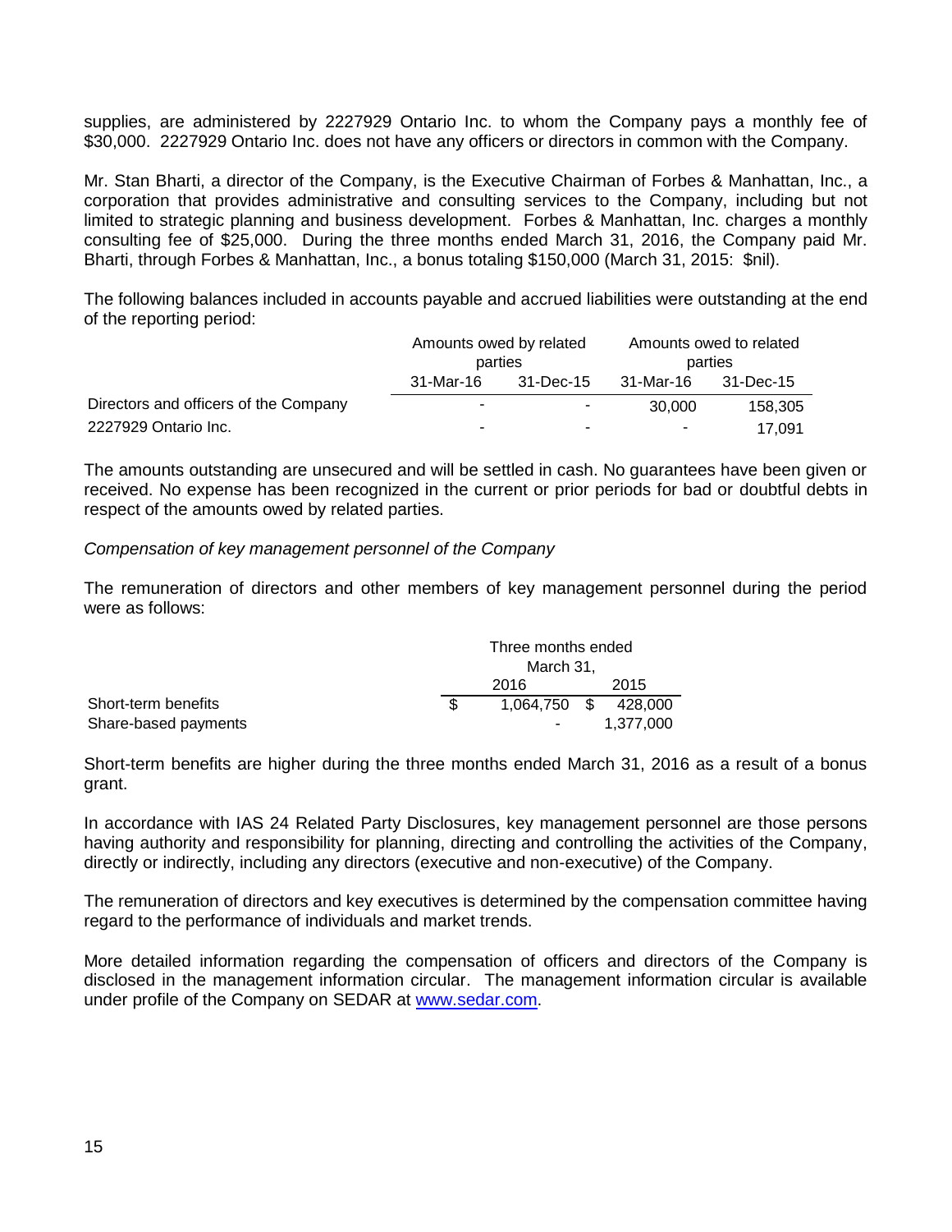supplies, are administered by 2227929 Ontario Inc. to whom the Company pays a monthly fee of $30,000. 2227929 Ontario Inc. does not have any officers or directors in common with the Company.

Mr. Stan Bharti, a director of the Company, is the Executive Chairman of Forbes & Manhattan, Inc., a corporation that provides administrative and consulting services to the Company, including but not limited to strategic planning and business development. Forbes & Manhattan, Inc. charges a monthly consulting fee of $25,000. During the three months ended March 31, 2016, the Company paid Mr. Bharti, through Forbes & Manhattan, Inc., a bonus totaling $150,000 (March 31, 2015: $nil).

The following balances included in accounts payable and accrued liabilities were outstanding at the end of the reporting period:

| | Amounts owed by related parties | | Amounts owed to related parties | |
|---|---|---|---|---|
| | 31-Mar-16 | 31-Dec-15 | 31-Mar-16 | 31-Dec-15 |
| Directors and officers of the Company | - | - | 30,000 | 158,305 |
| 2227929 Ontario Inc. | - | - | - | 17,091 |

The amounts outstanding are unsecured and will be settled in cash. No guarantees have been given or received. No expense has been recognized in the current or prior periods for bad or doubtful debts in respect of the amounts owed by related parties.

*Compensation of key management personnel of the Company*

The remuneration of directors and other members of key management personnel during the period were as follows:

| | Three months ended March 31, | |
|---|---|---|
| | 2016 | 2015 |
| Short-term benefits | $ 1,064,750 | $ 428,000 |
| Share-based payments | - | 1,377,000 |

Short-term benefits are higher during the three months ended March 31, 2016 as a result of a bonus grant.

In accordance with IAS 24 Related Party Disclosures, key management personnel are those persons having authority and responsibility for planning, directing and controlling the activities of the Company, directly or indirectly, including any directors (executive and non-executive) of the Company.

The remuneration of directors and key executives is determined by the compensation committee having regard to the performance of individuals and market trends.

More detailed information regarding the compensation of officers and directors of the Company is disclosed in the management information circular. The management information circular is available under profile of the Company on SEDAR at www.sedar.com.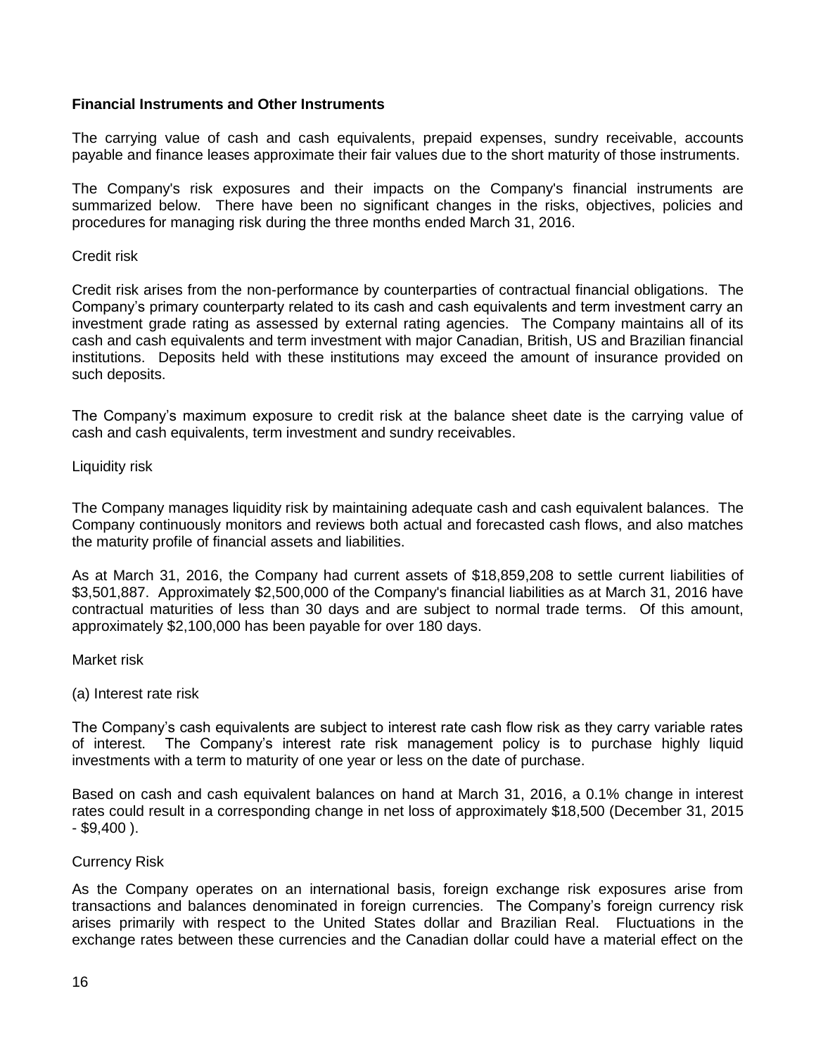## Financial Instruments and Other Instruments

The carrying value of cash and cash equivalents, prepaid expenses, sundry receivable, accounts payable and finance leases approximate their fair values due to the short maturity of those instruments.

The Company's risk exposures and their impacts on the Company's financial instruments are summarized below. There have been no significant changes in the risks, objectives, policies and procedures for managing risk during the three months ended March 31, 2016.

Credit risk

Credit risk arises from the non-performance by counterparties of contractual financial obligations. The Company's primary counterparty related to its cash and cash equivalents and term investment carry an investment grade rating as assessed by external rating agencies. The Company maintains all of its cash and cash equivalents and term investment with major Canadian, British, US and Brazilian financial institutions. Deposits held with these institutions may exceed the amount of insurance provided on such deposits.

The Company's maximum exposure to credit risk at the balance sheet date is the carrying value of cash and cash equivalents, term investment and sundry receivables.

Liquidity risk

The Company manages liquidity risk by maintaining adequate cash and cash equivalent balances. The Company continuously monitors and reviews both actual and forecasted cash flows, and also matches the maturity profile of financial assets and liabilities.

As at March 31, 2016, the Company had current assets of $18,859,208 to settle current liabilities of $3,501,887. Approximately $2,500,000 of the Company's financial liabilities as at March 31, 2016 have contractual maturities of less than 30 days and are subject to normal trade terms. Of this amount, approximately $2,100,000 has been payable for over 180 days.

Market risk

(a) Interest rate risk

The Company's cash equivalents are subject to interest rate cash flow risk as they carry variable rates of interest. The Company's interest rate risk management policy is to purchase highly liquid investments with a term to maturity of one year or less on the date of purchase.

Based on cash and cash equivalent balances on hand at March 31, 2016, a 0.1% change in interest rates could result in a corresponding change in net loss of approximately $18,500 (December 31, 2015 - $9,400 ).

Currency Risk

As the Company operates on an international basis, foreign exchange risk exposures arise from transactions and balances denominated in foreign currencies. The Company's foreign currency risk arises primarily with respect to the United States dollar and Brazilian Real. Fluctuations in the exchange rates between these currencies and the Canadian dollar could have a material effect on the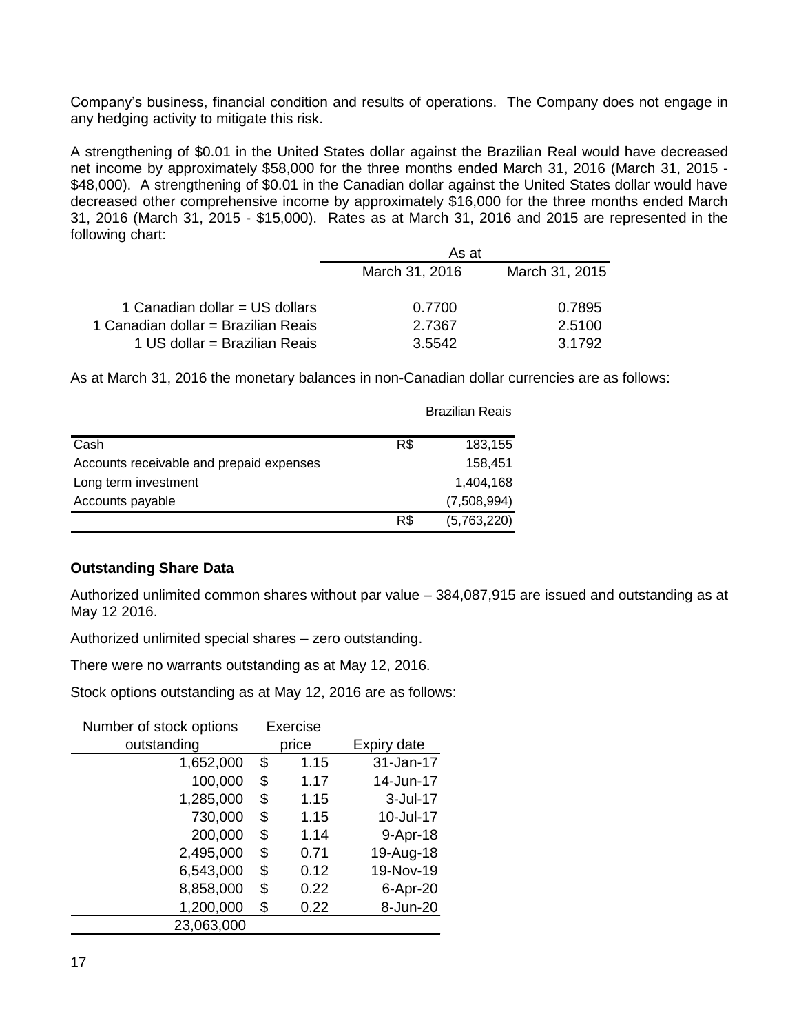Company's business, financial condition and results of operations. The Company does not engage in any hedging activity to mitigate this risk.

A strengthening of $0.01 in the United States dollar against the Brazilian Real would have decreased net income by approximately $58,000 for the three months ended March 31, 2016 (March 31, 2015 - $48,000). A strengthening of $0.01 in the Canadian dollar against the United States dollar would have decreased other comprehensive income by approximately $16,000 for the three months ended March 31, 2016 (March 31, 2015 - $15,000). Rates as at March 31, 2016 and 2015 are represented in the following chart:

| | As at | |
|---|---|---|
| | March 31, 2016 | March 31, 2015 |
| 1 Canadian dollar = US dollars | 0.7700 | 0.7895 |
| 1 Canadian dollar = Brazilian Reais | 2.7367 | 2.5100 |
| 1 US dollar = Brazilian Reais | 3.5542 | 3.1792 |

As at March 31, 2016 the monetary balances in non-Canadian dollar currencies are as follows:

| | | Brazilian Reais |
|---|---|---|
| Cash | R$ | 183,155 |
| Accounts receivable and prepaid expenses | | 158,451 |
| Long term investment | | 1,404,168 |
| Accounts payable | | (7,508,994) |
| | R$ | (5,763,220) |

### Outstanding Share Data

Authorized unlimited common shares without par value – 384,087,915 are issued and outstanding as at May 12 2016.

Authorized unlimited special shares – zero outstanding.

There were no warrants outstanding as at May 12, 2016.

Stock options outstanding as at May 12, 2016 are as follows:

| Number of stock options outstanding | Exercise price | Expiry date |
|---|---|---|
| 1,652,000 | $ 1.15 | 31-Jan-17 |
| 100,000 | $ 1.17 | 14-Jun-17 |
| 1,285,000 | $ 1.15 | 3-Jul-17 |
| 730,000 | $ 1.15 | 10-Jul-17 |
| 200,000 | $ 1.14 | 9-Apr-18 |
| 2,495,000 | $ 0.71 | 19-Aug-18 |
| 6,543,000 | $ 0.12 | 19-Nov-19 |
| 8,858,000 | $ 0.22 | 6-Apr-20 |
| 1,200,000 | $ 0.22 | 8-Jun-20 |
| 23,063,000 | | |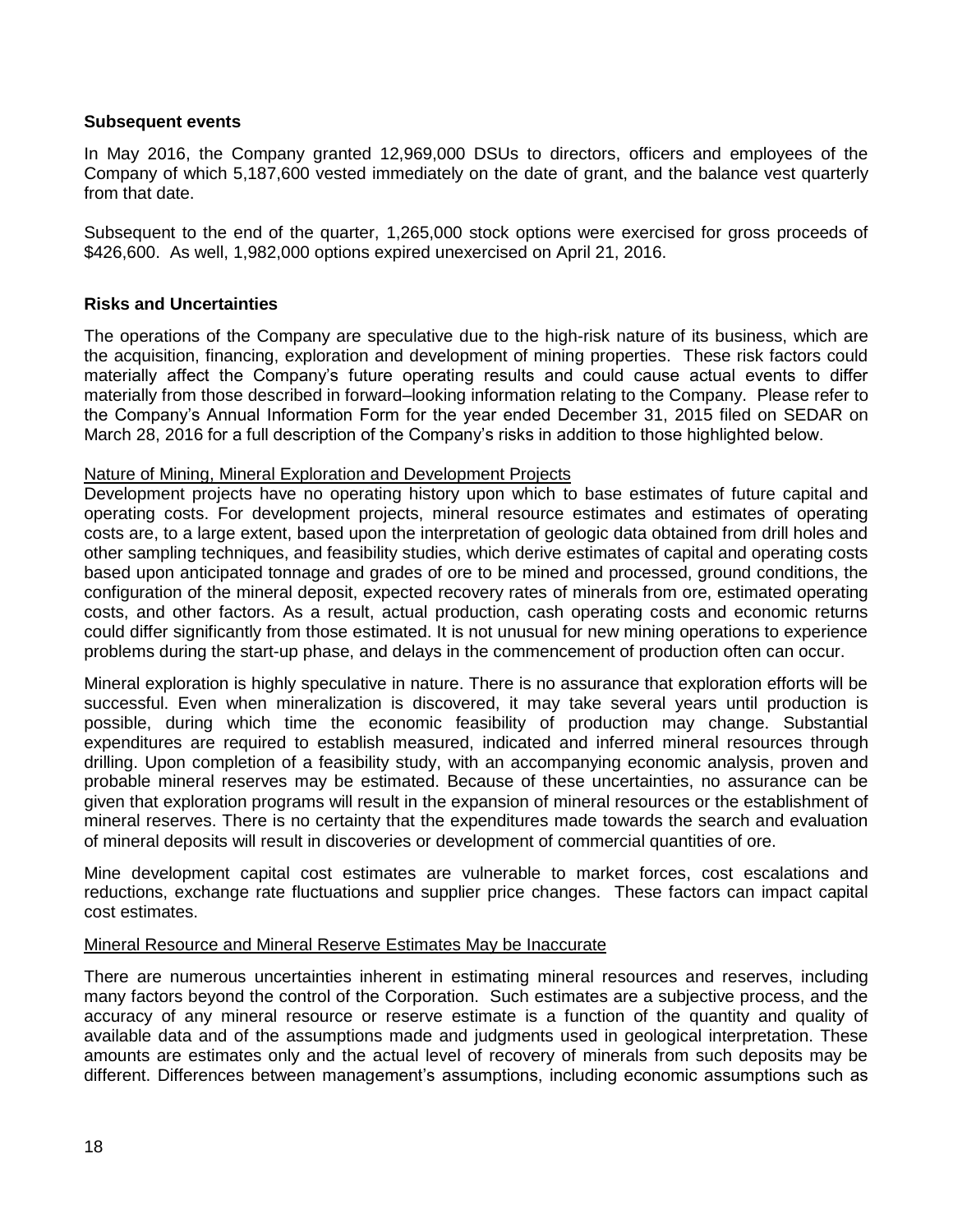### Subsequent events

In May 2016, the Company granted 12,969,000 DSUs to directors, officers and employees of the Company of which 5,187,600 vested immediately on the date of grant, and the balance vest quarterly from that date.

Subsequent to the end of the quarter, 1,265,000 stock options were exercised for gross proceeds of $426,600. As well, 1,982,000 options expired unexercised on April 21, 2016.

### Risks and Uncertainties

The operations of the Company are speculative due to the high-risk nature of its business, which are the acquisition, financing, exploration and development of mining properties. These risk factors could materially affect the Company's future operating results and could cause actual events to differ materially from those described in forward–looking information relating to the Company. Please refer to the Company's Annual Information Form for the year ended December 31, 2015 filed on SEDAR on March 28, 2016 for a full description of the Company's risks in addition to those highlighted below.

Nature of Mining, Mineral Exploration and Development Projects

Development projects have no operating history upon which to base estimates of future capital and operating costs. For development projects, mineral resource estimates and estimates of operating costs are, to a large extent, based upon the interpretation of geologic data obtained from drill holes and other sampling techniques, and feasibility studies, which derive estimates of capital and operating costs based upon anticipated tonnage and grades of ore to be mined and processed, ground conditions, the configuration of the mineral deposit, expected recovery rates of minerals from ore, estimated operating costs, and other factors. As a result, actual production, cash operating costs and economic returns could differ significantly from those estimated. It is not unusual for new mining operations to experience problems during the start-up phase, and delays in the commencement of production often can occur.

Mineral exploration is highly speculative in nature. There is no assurance that exploration efforts will be successful. Even when mineralization is discovered, it may take several years until production is possible, during which time the economic feasibility of production may change. Substantial expenditures are required to establish measured, indicated and inferred mineral resources through drilling. Upon completion of a feasibility study, with an accompanying economic analysis, proven and probable mineral reserves may be estimated. Because of these uncertainties, no assurance can be given that exploration programs will result in the expansion of mineral resources or the establishment of mineral reserves. There is no certainty that the expenditures made towards the search and evaluation of mineral deposits will result in discoveries or development of commercial quantities of ore.

Mine development capital cost estimates are vulnerable to market forces, cost escalations and reductions, exchange rate fluctuations and supplier price changes. These factors can impact capital cost estimates.

Mineral Resource and Mineral Reserve Estimates May be Inaccurate

There are numerous uncertainties inherent in estimating mineral resources and reserves, including many factors beyond the control of the Corporation. Such estimates are a subjective process, and the accuracy of any mineral resource or reserve estimate is a function of the quantity and quality of available data and of the assumptions made and judgments used in geological interpretation. These amounts are estimates only and the actual level of recovery of minerals from such deposits may be different. Differences between management's assumptions, including economic assumptions such as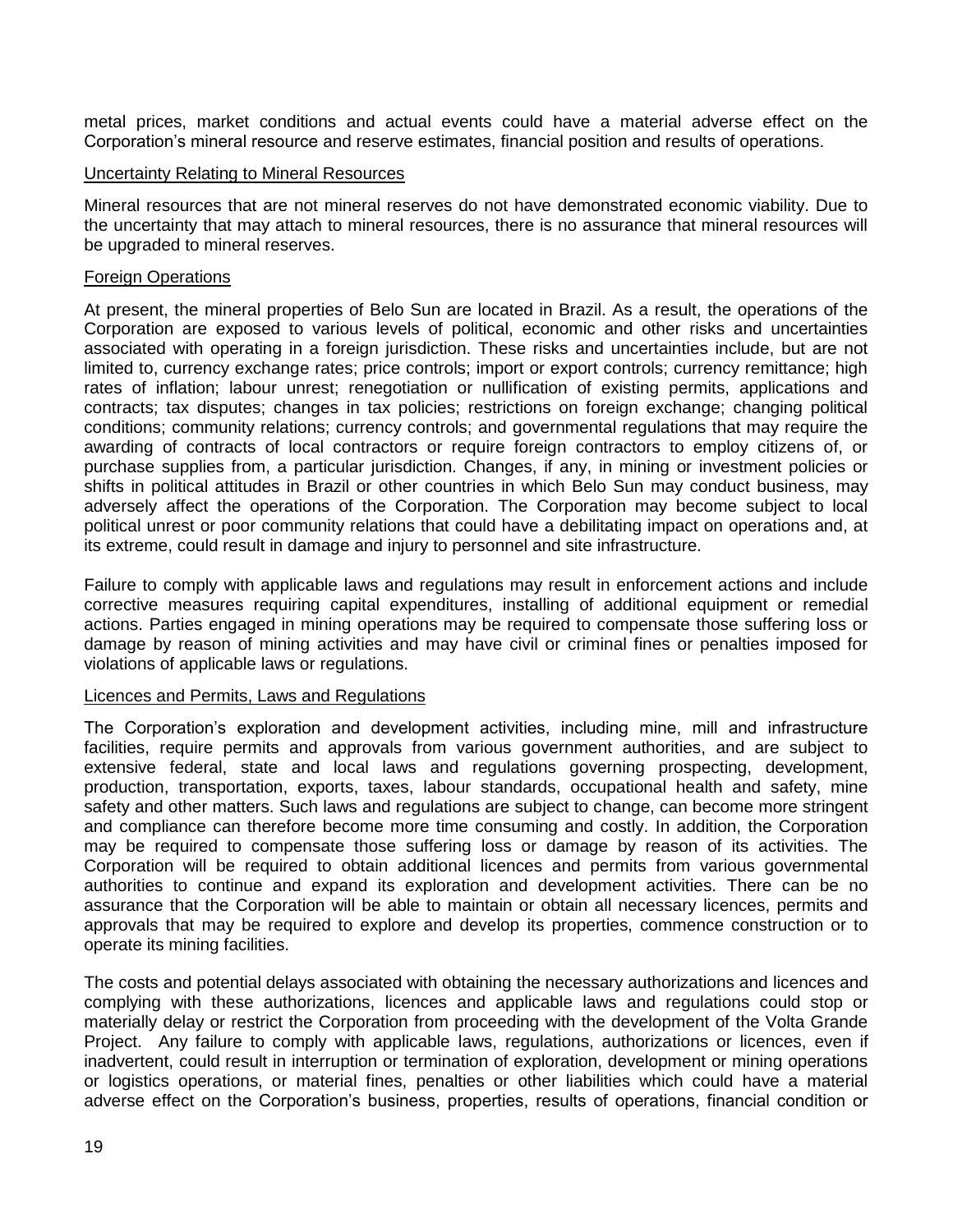metal prices, market conditions and actual events could have a material adverse effect on the Corporation's mineral resource and reserve estimates, financial position and results of operations.

### Uncertainty Relating to Mineral Resources

Mineral resources that are not mineral reserves do not have demonstrated economic viability. Due to the uncertainty that may attach to mineral resources, there is no assurance that mineral resources will be upgraded to mineral reserves.

### Foreign Operations

At present, the mineral properties of Belo Sun are located in Brazil. As a result, the operations of the Corporation are exposed to various levels of political, economic and other risks and uncertainties associated with operating in a foreign jurisdiction. These risks and uncertainties include, but are not limited to, currency exchange rates; price controls; import or export controls; currency remittance; high rates of inflation; labour unrest; renegotiation or nullification of existing permits, applications and contracts; tax disputes; changes in tax policies; restrictions on foreign exchange; changing political conditions; community relations; currency controls; and governmental regulations that may require the awarding of contracts of local contractors or require foreign contractors to employ citizens of, or purchase supplies from, a particular jurisdiction. Changes, if any, in mining or investment policies or shifts in political attitudes in Brazil or other countries in which Belo Sun may conduct business, may adversely affect the operations of the Corporation. The Corporation may become subject to local political unrest or poor community relations that could have a debilitating impact on operations and, at its extreme, could result in damage and injury to personnel and site infrastructure.

Failure to comply with applicable laws and regulations may result in enforcement actions and include corrective measures requiring capital expenditures, installing of additional equipment or remedial actions. Parties engaged in mining operations may be required to compensate those suffering loss or damage by reason of mining activities and may have civil or criminal fines or penalties imposed for violations of applicable laws or regulations.

### Licences and Permits, Laws and Regulations

The Corporation's exploration and development activities, including mine, mill and infrastructure facilities, require permits and approvals from various government authorities, and are subject to extensive federal, state and local laws and regulations governing prospecting, development, production, transportation, exports, taxes, labour standards, occupational health and safety, mine safety and other matters. Such laws and regulations are subject to change, can become more stringent and compliance can therefore become more time consuming and costly. In addition, the Corporation may be required to compensate those suffering loss or damage by reason of its activities. The Corporation will be required to obtain additional licences and permits from various governmental authorities to continue and expand its exploration and development activities. There can be no assurance that the Corporation will be able to maintain or obtain all necessary licences, permits and approvals that may be required to explore and develop its properties, commence construction or to operate its mining facilities.

The costs and potential delays associated with obtaining the necessary authorizations and licences and complying with these authorizations, licences and applicable laws and regulations could stop or materially delay or restrict the Corporation from proceeding with the development of the Volta Grande Project. Any failure to comply with applicable laws, regulations, authorizations or licences, even if inadvertent, could result in interruption or termination of exploration, development or mining operations or logistics operations, or material fines, penalties or other liabilities which could have a material adverse effect on the Corporation's business, properties, results of operations, financial condition or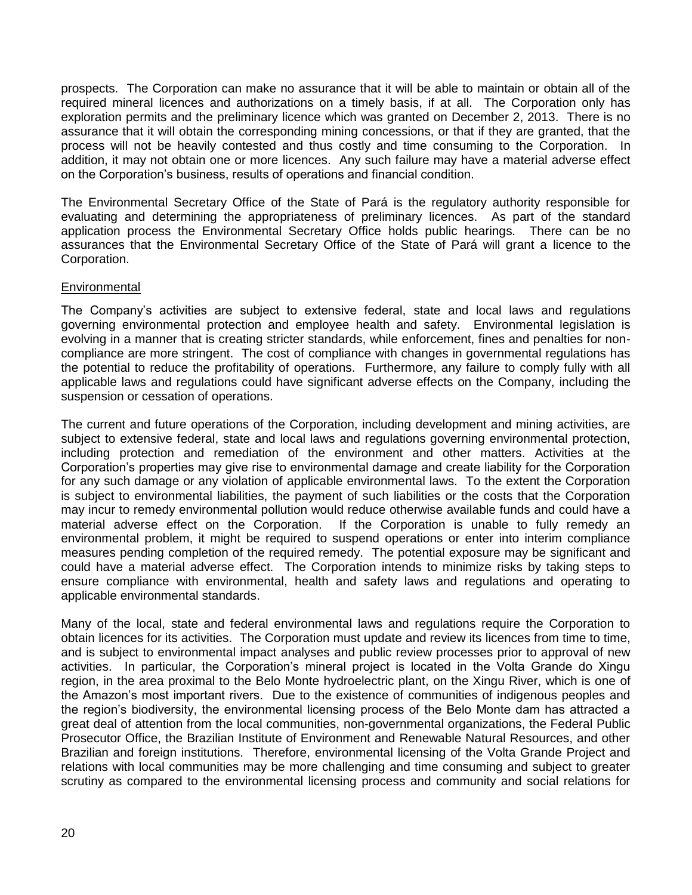prospects. The Corporation can make no assurance that it will be able to maintain or obtain all of the required mineral licences and authorizations on a timely basis, if at all. The Corporation only has exploration permits and the preliminary licence which was granted on December 2, 2013. There is no assurance that it will obtain the corresponding mining concessions, or that if they are granted, that the process will not be heavily contested and thus costly and time consuming to the Corporation. In addition, it may not obtain one or more licences. Any such failure may have a material adverse effect on the Corporation's business, results of operations and financial condition.

The Environmental Secretary Office of the State of Pará is the regulatory authority responsible for evaluating and determining the appropriateness of preliminary licences. As part of the standard application process the Environmental Secretary Office holds public hearings. There can be no assurances that the Environmental Secretary Office of the State of Pará will grant a licence to the Corporation.

### Environmental

The Company's activities are subject to extensive federal, state and local laws and regulations governing environmental protection and employee health and safety. Environmental legislation is evolving in a manner that is creating stricter standards, while enforcement, fines and penalties for non-compliance are more stringent. The cost of compliance with changes in governmental regulations has the potential to reduce the profitability of operations. Furthermore, any failure to comply fully with all applicable laws and regulations could have significant adverse effects on the Company, including the suspension or cessation of operations.

The current and future operations of the Corporation, including development and mining activities, are subject to extensive federal, state and local laws and regulations governing environmental protection, including protection and remediation of the environment and other matters. Activities at the Corporation's properties may give rise to environmental damage and create liability for the Corporation for any such damage or any violation of applicable environmental laws. To the extent the Corporation is subject to environmental liabilities, the payment of such liabilities or the costs that the Corporation may incur to remedy environmental pollution would reduce otherwise available funds and could have a material adverse effect on the Corporation. If the Corporation is unable to fully remedy an environmental problem, it might be required to suspend operations or enter into interim compliance measures pending completion of the required remedy. The potential exposure may be significant and could have a material adverse effect. The Corporation intends to minimize risks by taking steps to ensure compliance with environmental, health and safety laws and regulations and operating to applicable environmental standards.

Many of the local, state and federal environmental laws and regulations require the Corporation to obtain licences for its activities. The Corporation must update and review its licences from time to time, and is subject to environmental impact analyses and public review processes prior to approval of new activities. In particular, the Corporation's mineral project is located in the Volta Grande do Xingu region, in the area proximal to the Belo Monte hydroelectric plant, on the Xingu River, which is one of the Amazon's most important rivers. Due to the existence of communities of indigenous peoples and the region's biodiversity, the environmental licensing process of the Belo Monte dam has attracted a great deal of attention from the local communities, non-governmental organizations, the Federal Public Prosecutor Office, the Brazilian Institute of Environment and Renewable Natural Resources, and other Brazilian and foreign institutions. Therefore, environmental licensing of the Volta Grande Project and relations with local communities may be more challenging and time consuming and subject to greater scrutiny as compared to the environmental licensing process and community and social relations for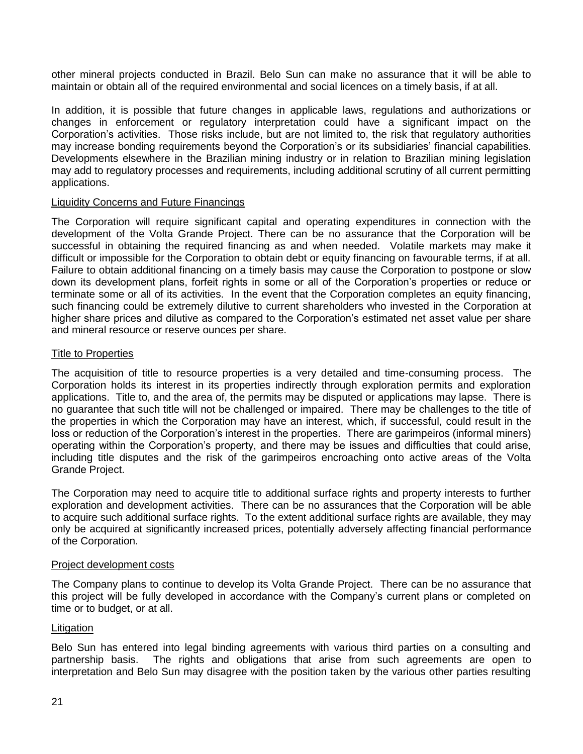other mineral projects conducted in Brazil. Belo Sun can make no assurance that it will be able to maintain or obtain all of the required environmental and social licences on a timely basis, if at all.

In addition, it is possible that future changes in applicable laws, regulations and authorizations or changes in enforcement or regulatory interpretation could have a significant impact on the Corporation's activities. Those risks include, but are not limited to, the risk that regulatory authorities may increase bonding requirements beyond the Corporation's or its subsidiaries' financial capabilities. Developments elsewhere in the Brazilian mining industry or in relation to Brazilian mining legislation may add to regulatory processes and requirements, including additional scrutiny of all current permitting applications.

### Liquidity Concerns and Future Financings

The Corporation will require significant capital and operating expenditures in connection with the development of the Volta Grande Project. There can be no assurance that the Corporation will be successful in obtaining the required financing as and when needed. Volatile markets may make it difficult or impossible for the Corporation to obtain debt or equity financing on favourable terms, if at all. Failure to obtain additional financing on a timely basis may cause the Corporation to postpone or slow down its development plans, forfeit rights in some or all of the Corporation's properties or reduce or terminate some or all of its activities. In the event that the Corporation completes an equity financing, such financing could be extremely dilutive to current shareholders who invested in the Corporation at higher share prices and dilutive as compared to the Corporation's estimated net asset value per share and mineral resource or reserve ounces per share.

### Title to Properties

The acquisition of title to resource properties is a very detailed and time-consuming process. The Corporation holds its interest in its properties indirectly through exploration permits and exploration applications. Title to, and the area of, the permits may be disputed or applications may lapse. There is no guarantee that such title will not be challenged or impaired. There may be challenges to the title of the properties in which the Corporation may have an interest, which, if successful, could result in the loss or reduction of the Corporation's interest in the properties. There are garimpeiros (informal miners) operating within the Corporation's property, and there may be issues and difficulties that could arise, including title disputes and the risk of the garimpeiros encroaching onto active areas of the Volta Grande Project.

The Corporation may need to acquire title to additional surface rights and property interests to further exploration and development activities. There can be no assurances that the Corporation will be able to acquire such additional surface rights. To the extent additional surface rights are available, they may only be acquired at significantly increased prices, potentially adversely affecting financial performance of the Corporation.

### Project development costs

The Company plans to continue to develop its Volta Grande Project. There can be no assurance that this project will be fully developed in accordance with the Company's current plans or completed on time or to budget, or at all.

### Litigation

Belo Sun has entered into legal binding agreements with various third parties on a consulting and partnership basis. The rights and obligations that arise from such agreements are open to interpretation and Belo Sun may disagree with the position taken by the various other parties resulting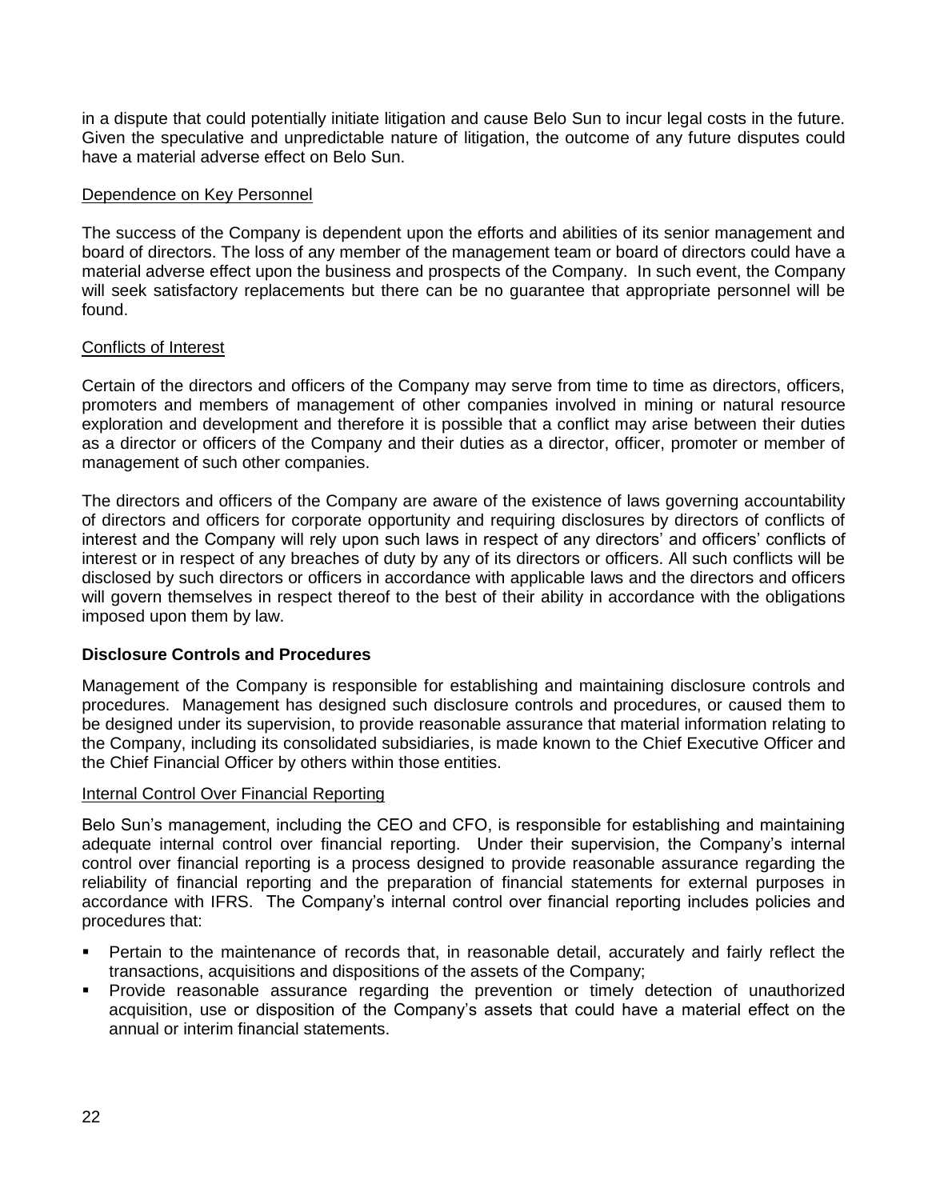in a dispute that could potentially initiate litigation and cause Belo Sun to incur legal costs in the future. Given the speculative and unpredictable nature of litigation, the outcome of any future disputes could have a material adverse effect on Belo Sun.

Dependence on Key Personnel

The success of the Company is dependent upon the efforts and abilities of its senior management and board of directors. The loss of any member of the management team or board of directors could have a material adverse effect upon the business and prospects of the Company. In such event, the Company will seek satisfactory replacements but there can be no guarantee that appropriate personnel will be found.

Conflicts of Interest

Certain of the directors and officers of the Company may serve from time to time as directors, officers, promoters and members of management of other companies involved in mining or natural resource exploration and development and therefore it is possible that a conflict may arise between their duties as a director or officers of the Company and their duties as a director, officer, promoter or member of management of such other companies.

The directors and officers of the Company are aware of the existence of laws governing accountability of directors and officers for corporate opportunity and requiring disclosures by directors of conflicts of interest and the Company will rely upon such laws in respect of any directors' and officers' conflicts of interest or in respect of any breaches of duty by any of its directors or officers. All such conflicts will be disclosed by such directors or officers in accordance with applicable laws and the directors and officers will govern themselves in respect thereof to the best of their ability in accordance with the obligations imposed upon them by law.

## Disclosure Controls and Procedures

Management of the Company is responsible for establishing and maintaining disclosure controls and procedures. Management has designed such disclosure controls and procedures, or caused them to be designed under its supervision, to provide reasonable assurance that material information relating to the Company, including its consolidated subsidiaries, is made known to the Chief Executive Officer and the Chief Financial Officer by others within those entities.

Internal Control Over Financial Reporting

Belo Sun's management, including the CEO and CFO, is responsible for establishing and maintaining adequate internal control over financial reporting. Under their supervision, the Company's internal control over financial reporting is a process designed to provide reasonable assurance regarding the reliability of financial reporting and the preparation of financial statements for external purposes in accordance with IFRS. The Company's internal control over financial reporting includes policies and procedures that:

- Pertain to the maintenance of records that, in reasonable detail, accurately and fairly reflect the transactions, acquisitions and dispositions of the assets of the Company;
- Provide reasonable assurance regarding the prevention or timely detection of unauthorized acquisition, use or disposition of the Company's assets that could have a material effect on the annual or interim financial statements.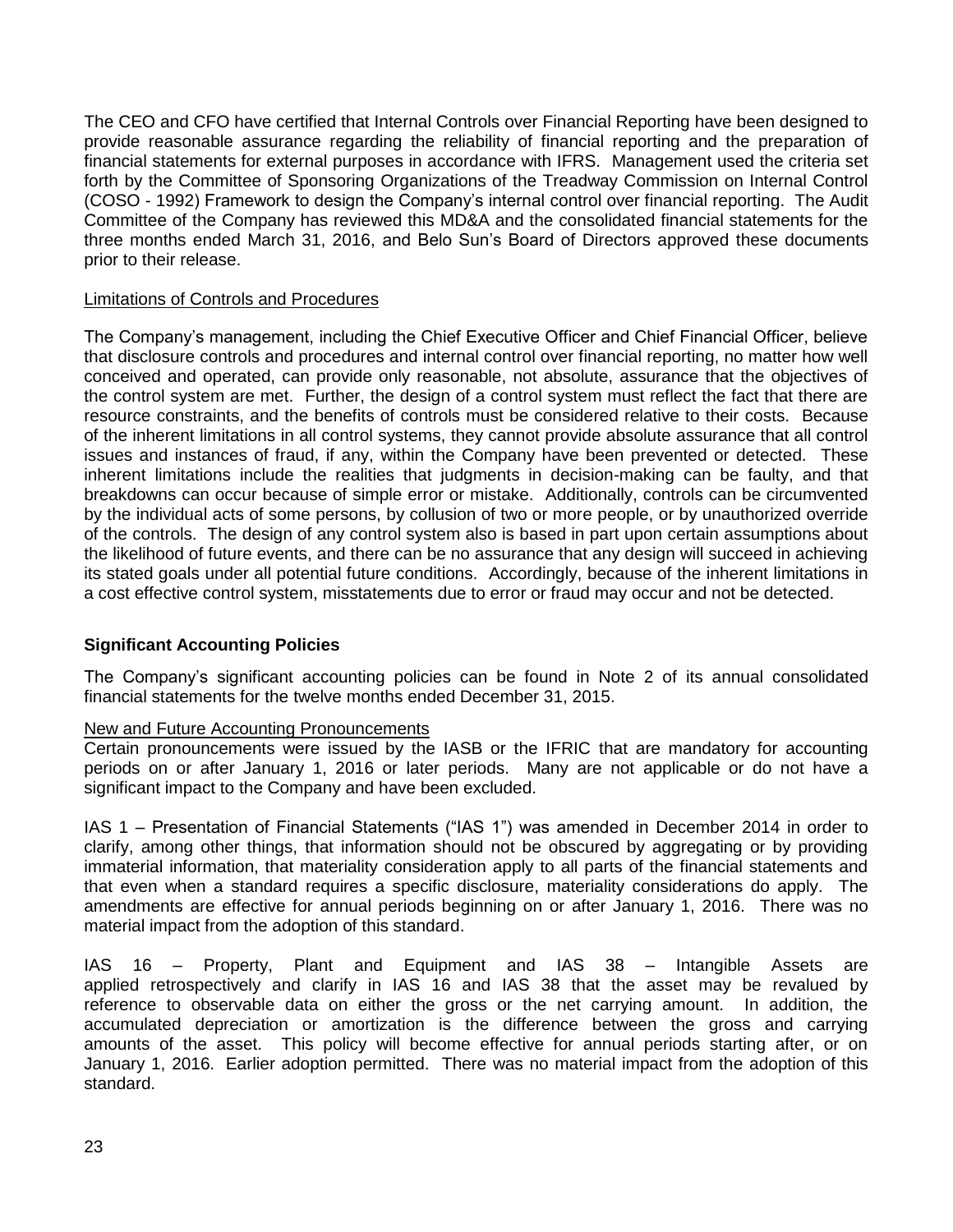The CEO and CFO have certified that Internal Controls over Financial Reporting have been designed to provide reasonable assurance regarding the reliability of financial reporting and the preparation of financial statements for external purposes in accordance with IFRS. Management used the criteria set forth by the Committee of Sponsoring Organizations of the Treadway Commission on Internal Control (COSO - 1992) Framework to design the Company's internal control over financial reporting. The Audit Committee of the Company has reviewed this MD&A and the consolidated financial statements for the three months ended March 31, 2016, and Belo Sun's Board of Directors approved these documents prior to their release.

Limitations of Controls and Procedures

The Company's management, including the Chief Executive Officer and Chief Financial Officer, believe that disclosure controls and procedures and internal control over financial reporting, no matter how well conceived and operated, can provide only reasonable, not absolute, assurance that the objectives of the control system are met. Further, the design of a control system must reflect the fact that there are resource constraints, and the benefits of controls must be considered relative to their costs. Because of the inherent limitations in all control systems, they cannot provide absolute assurance that all control issues and instances of fraud, if any, within the Company have been prevented or detected. These inherent limitations include the realities that judgments in decision-making can be faulty, and that breakdowns can occur because of simple error or mistake. Additionally, controls can be circumvented by the individual acts of some persons, by collusion of two or more people, or by unauthorized override of the controls. The design of any control system also is based in part upon certain assumptions about the likelihood of future events, and there can be no assurance that any design will succeed in achieving its stated goals under all potential future conditions. Accordingly, because of the inherent limitations in a cost effective control system, misstatements due to error or fraud may occur and not be detected.

## Significant Accounting Policies

The Company's significant accounting policies can be found in Note 2 of its annual consolidated financial statements for the twelve months ended December 31, 2015.

New and Future Accounting Pronouncements

Certain pronouncements were issued by the IASB or the IFRIC that are mandatory for accounting periods on or after January 1, 2016 or later periods. Many are not applicable or do not have a significant impact to the Company and have been excluded.

IAS 1 – Presentation of Financial Statements ("IAS 1") was amended in December 2014 in order to clarify, among other things, that information should not be obscured by aggregating or by providing immaterial information, that materiality consideration apply to all parts of the financial statements and that even when a standard requires a specific disclosure, materiality considerations do apply. The amendments are effective for annual periods beginning on or after January 1, 2016. There was no material impact from the adoption of this standard.

IAS 16 – Property, Plant and Equipment and IAS 38 – Intangible Assets are applied retrospectively and clarify in IAS 16 and IAS 38 that the asset may be revalued by reference to observable data on either the gross or the net carrying amount. In addition, the accumulated depreciation or amortization is the difference between the gross and carrying amounts of the asset. This policy will become effective for annual periods starting after, or on January 1, 2016. Earlier adoption permitted. There was no material impact from the adoption of this standard.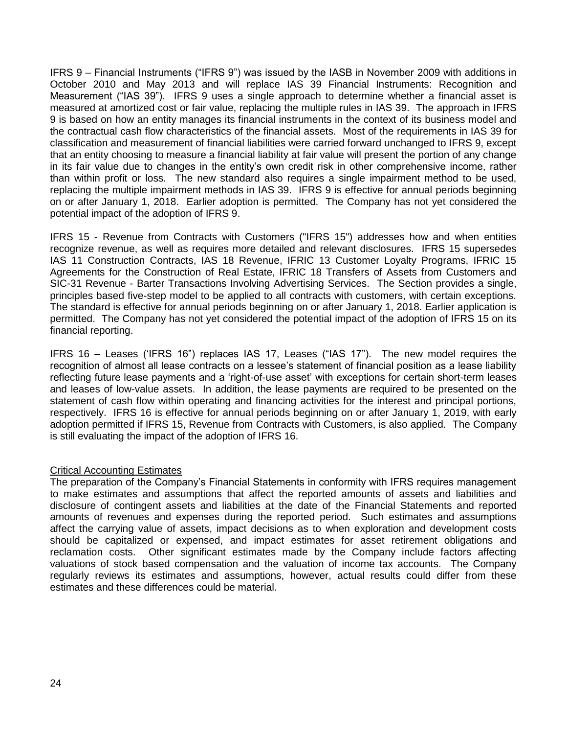IFRS 9 – Financial Instruments ("IFRS 9") was issued by the IASB in November 2009 with additions in October 2010 and May 2013 and will replace IAS 39 Financial Instruments: Recognition and Measurement ("IAS 39"). IFRS 9 uses a single approach to determine whether a financial asset is measured at amortized cost or fair value, replacing the multiple rules in IAS 39. The approach in IFRS 9 is based on how an entity manages its financial instruments in the context of its business model and the contractual cash flow characteristics of the financial assets. Most of the requirements in IAS 39 for classification and measurement of financial liabilities were carried forward unchanged to IFRS 9, except that an entity choosing to measure a financial liability at fair value will present the portion of any change in its fair value due to changes in the entity's own credit risk in other comprehensive income, rather than within profit or loss. The new standard also requires a single impairment method to be used, replacing the multiple impairment methods in IAS 39. IFRS 9 is effective for annual periods beginning on or after January 1, 2018. Earlier adoption is permitted. The Company has not yet considered the potential impact of the adoption of IFRS 9.

IFRS 15 - Revenue from Contracts with Customers ("IFRS 15") addresses how and when entities recognize revenue, as well as requires more detailed and relevant disclosures. IFRS 15 supersedes IAS 11 Construction Contracts, IAS 18 Revenue, IFRIC 13 Customer Loyalty Programs, IFRIC 15 Agreements for the Construction of Real Estate, IFRIC 18 Transfers of Assets from Customers and SIC-31 Revenue - Barter Transactions Involving Advertising Services. The Section provides a single, principles based five-step model to be applied to all contracts with customers, with certain exceptions. The standard is effective for annual periods beginning on or after January 1, 2018. Earlier application is permitted. The Company has not yet considered the potential impact of the adoption of IFRS 15 on its financial reporting.

IFRS 16 – Leases ('IFRS 16") replaces IAS 17, Leases ("IAS 17"). The new model requires the recognition of almost all lease contracts on a lessee's statement of financial position as a lease liability reflecting future lease payments and a 'right-of-use asset' with exceptions for certain short-term leases and leases of low-value assets. In addition, the lease payments are required to be presented on the statement of cash flow within operating and financing activities for the interest and principal portions, respectively. IFRS 16 is effective for annual periods beginning on or after January 1, 2019, with early adoption permitted if IFRS 15, Revenue from Contracts with Customers, is also applied. The Company is still evaluating the impact of the adoption of IFRS 16.

## Critical Accounting Estimates

The preparation of the Company's Financial Statements in conformity with IFRS requires management to make estimates and assumptions that affect the reported amounts of assets and liabilities and disclosure of contingent assets and liabilities at the date of the Financial Statements and reported amounts of revenues and expenses during the reported period. Such estimates and assumptions affect the carrying value of assets, impact decisions as to when exploration and development costs should be capitalized or expensed, and impact estimates for asset retirement obligations and reclamation costs. Other significant estimates made by the Company include factors affecting valuations of stock based compensation and the valuation of income tax accounts. The Company regularly reviews its estimates and assumptions, however, actual results could differ from these estimates and these differences could be material.